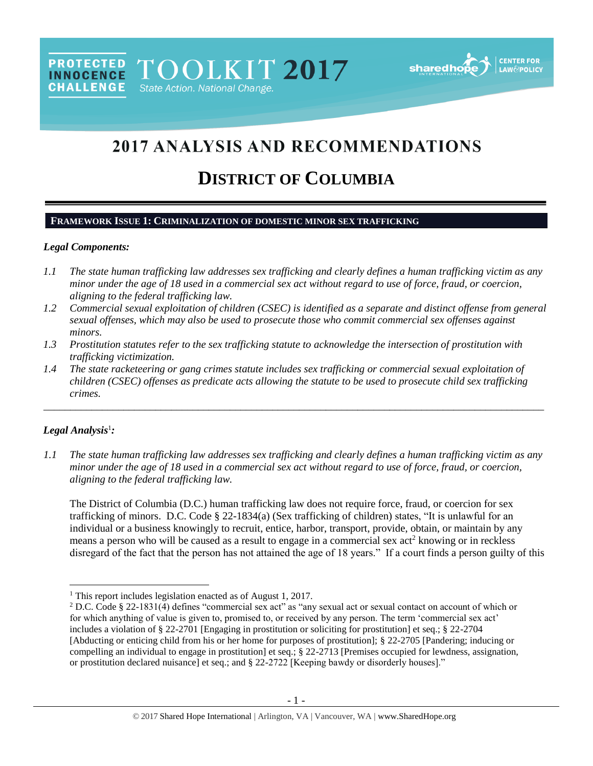PROTECTED INNOCENCE CHALLENGE TOOLKIT 2017 State Action. National Change.

# 2017 ANALYSIS AND RECOMMENDATIONS

# DISTRICT OF COLUMBIA

## FRAMEWORK ISSUE 1: CRIMINALIZATION OF DOMESTIC MINOR SEX TRAFFICKING

### *Legal Components:*

*1.1 The state human trafficking law addresses sex trafficking and clearly defines a human trafficking victim as any minor under the age of 18 used in a commercial sex act without regard to use of force, fraud, or coercion, aligning to the federal trafficking law.*

*1.2 Commercial sexual exploitation of children (CSEC) is identified as a separate and distinct offense from general sexual offenses, which may also be used to prosecute those who commit commercial sex offenses against minors.*

*1.3 Prostitution statutes refer to the sex trafficking statute to acknowledge the intersection of prostitution with trafficking victimization.*

*1.4 The state racketeering or gang crimes statute includes sex trafficking or commercial sexual exploitation of children (CSEC) offenses as predicate acts allowing the statute to be used to prosecute child sex trafficking crimes.*

---

### *Legal Analysis*[1]*:*

*1.1 The state human trafficking law addresses sex trafficking and clearly defines a human trafficking victim as any minor under the age of 18 used in a commercial sex act without regard to use of force, fraud, or coercion, aligning to the federal trafficking law.*

The District of Columbia (D.C.) human trafficking law does not require force, fraud, or coercion for sex trafficking of minors. D.C. Code § 22-1834(a) (Sex trafficking of children) states, "It is unlawful for an individual or a business knowingly to recruit, entice, harbor, transport, provide, obtain, or maintain by any means a person who will be caused as a result to engage in a commercial sex act[2] knowing or in reckless disregard of the fact that the person has not attained the age of 18 years." If a court finds a person guilty of this

---

[1] This report includes legislation enacted as of August 1, 2017.

[2] D.C. Code § 22-1831(4) defines "commercial sex act" as "any sexual act or sexual contact on account of which or for which anything of value is given to, promised to, or received by any person. The term 'commercial sex act' includes a violation of § 22-2701 [Engaging in prostitution or soliciting for prostitution] et seq.; § 22-2704 [Abducting or enticing child from his or her home for purposes of prostitution]; § 22-2705 [Pandering; inducing or compelling an individual to engage in prostitution] et seq.; § 22-2713 [Premises occupied for lewdness, assignation, or prostitution declared nuisance] et seq.; and § 22-2722 [Keeping bawdy or disorderly houses]."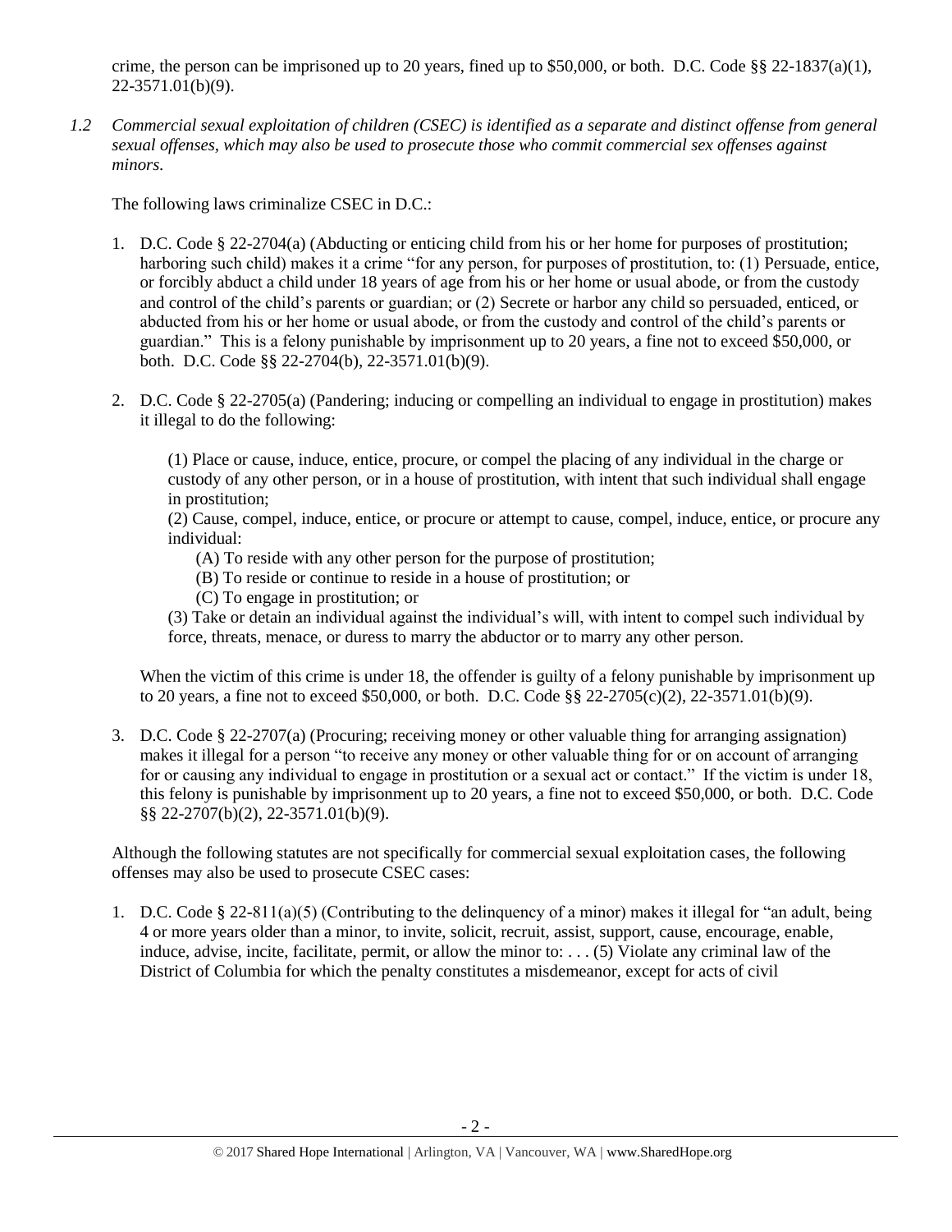crime, the person can be imprisoned up to 20 years, fined up to $50,000, or both. D.C. Code §§ 22-1837(a)(1), 22-3571.01(b)(9).

*1.2 Commercial sexual exploitation of children (CSEC) is identified as a separate and distinct offense from general sexual offenses, which may also be used to prosecute those who commit commercial sex offenses against minors.*

The following laws criminalize CSEC in D.C.:

1. D.C. Code § 22-2704(a) (Abducting or enticing child from his or her home for purposes of prostitution; harboring such child) makes it a crime "for any person, for purposes of prostitution, to: (1) Persuade, entice, or forcibly abduct a child under 18 years of age from his or her home or usual abode, or from the custody and control of the child's parents or guardian; or (2) Secrete or harbor any child so persuaded, enticed, or abducted from his or her home or usual abode, or from the custody and control of the child's parents or guardian." This is a felony punishable by imprisonment up to 20 years, a fine not to exceed $50,000, or both. D.C. Code §§ 22-2704(b), 22-3571.01(b)(9).

2. D.C. Code § 22-2705(a) (Pandering; inducing or compelling an individual to engage in prostitution) makes it illegal to do the following:

   (1) Place or cause, induce, entice, procure, or compel the placing of any individual in the charge or custody of any other person, or in a house of prostitution, with intent that such individual shall engage in prostitution;
   (2) Cause, compel, induce, entice, or procure or attempt to cause, compel, induce, entice, or procure any individual:
      (A) To reside with any other person for the purpose of prostitution;
      (B) To reside or continue to reside in a house of prostitution; or
      (C) To engage in prostitution; or
   (3) Take or detain an individual against the individual's will, with intent to compel such individual by force, threats, menace, or duress to marry the abductor or to marry any other person.

   When the victim of this crime is under 18, the offender is guilty of a felony punishable by imprisonment up to 20 years, a fine not to exceed $50,000, or both. D.C. Code §§ 22-2705(c)(2), 22-3571.01(b)(9).

3. D.C. Code § 22-2707(a) (Procuring; receiving money or other valuable thing for arranging assignation) makes it illegal for a person "to receive any money or other valuable thing for or on account of arranging for or causing any individual to engage in prostitution or a sexual act or contact." If the victim is under 18, this felony is punishable by imprisonment up to 20 years, a fine not to exceed $50,000, or both. D.C. Code §§ 22-2707(b)(2), 22-3571.01(b)(9).

Although the following statutes are not specifically for commercial sexual exploitation cases, the following offenses may also be used to prosecute CSEC cases:

1. D.C. Code § 22-811(a)(5) (Contributing to the delinquency of a minor) makes it illegal for "an adult, being 4 or more years older than a minor, to invite, solicit, recruit, assist, support, cause, encourage, enable, induce, advise, incite, facilitate, permit, or allow the minor to: . . . (5) Violate any criminal law of the District of Columbia for which the penalty constitutes a misdemeanor, except for acts of civil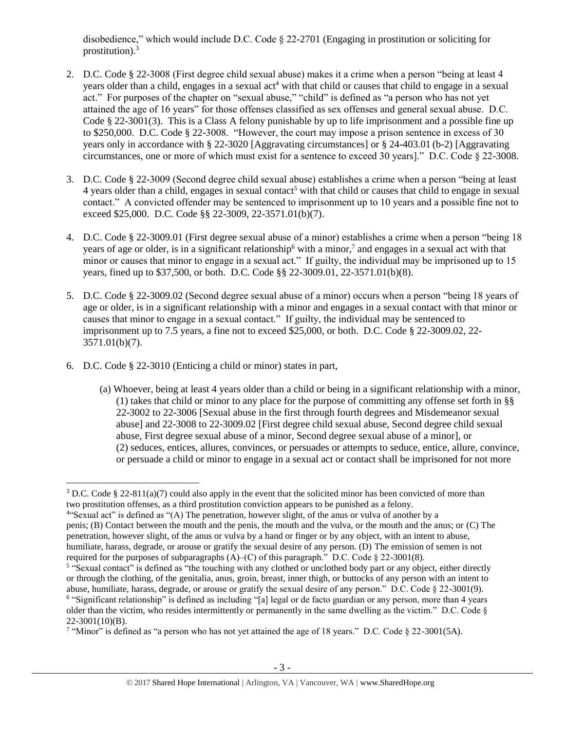disobedience," which would include D.C. Code § 22-2701 (Engaging in prostitution or soliciting for prostitution).[3]

2. D.C. Code § 22-3008 (First degree child sexual abuse) makes it a crime when a person "being at least 4 years older than a child, engages in a sexual act[4] with that child or causes that child to engage in a sexual act." For purposes of the chapter on "sexual abuse," "child" is defined as "a person who has not yet attained the age of 16 years" for those offenses classified as sex offenses and general sexual abuse. D.C. Code § 22-3001(3). This is a Class A felony punishable by up to life imprisonment and a possible fine up to $250,000. D.C. Code § 22-3008. "However, the court may impose a prison sentence in excess of 30 years only in accordance with § 22-3020 [Aggravating circumstances] or § 24-403.01 (b-2) [Aggravating circumstances, one or more of which must exist for a sentence to exceed 30 years]." D.C. Code § 22-3008.

3. D.C. Code § 22-3009 (Second degree child sexual abuse) establishes a crime when a person "being at least 4 years older than a child, engages in sexual contact[5] with that child or causes that child to engage in sexual contact." A convicted offender may be sentenced to imprisonment up to 10 years and a possible fine not to exceed $25,000. D.C. Code §§ 22-3009, 22-3571.01(b)(7).

4. D.C. Code § 22-3009.01 (First degree sexual abuse of a minor) establishes a crime when a person "being 18 years of age or older, is in a significant relationship[6] with a minor,[7] and engages in a sexual act with that minor or causes that minor to engage in a sexual act." If guilty, the individual may be imprisoned up to 15 years, fined up to $37,500, or both. D.C. Code §§ 22-3009.01, 22-3571.01(b)(8).

5. D.C. Code § 22-3009.02 (Second degree sexual abuse of a minor) occurs when a person "being 18 years of age or older, is in a significant relationship with a minor and engages in a sexual contact with that minor or causes that minor to engage in a sexual contact." If guilty, the individual may be sentenced to imprisonment up to 7.5 years, a fine not to exceed $25,000, or both. D.C. Code § 22-3009.02, 22-3571.01(b)(7).

6. D.C. Code § 22-3010 (Enticing a child or minor) states in part,

   (a) Whoever, being at least 4 years older than a child or being in a significant relationship with a minor, (1) takes that child or minor to any place for the purpose of committing any offense set forth in §§ 22-3002 to 22-3006 [Sexual abuse in the first through fourth degrees and Misdemeanor sexual abuse] and 22-3008 to 22-3009.02 [First degree child sexual abuse, Second degree child sexual abuse, First degree sexual abuse of a minor, Second degree sexual abuse of a minor], or (2) seduces, entices, allures, convinces, or persuades or attempts to seduce, entice, allure, convince, or persuade a child or minor to engage in a sexual act or contact shall be imprisoned for not more

---

[3] D.C. Code § 22-811(a)(7) could also apply in the event that the solicited minor has been convicted of more than two prostitution offenses, as a third prostitution conviction appears to be punished as a felony.

[4] "Sexual act" is defined as "(A) The penetration, however slight, of the anus or vulva of another by a penis; (B) Contact between the mouth and the penis, the mouth and the vulva, or the mouth and the anus; or (C) The penetration, however slight, of the anus or vulva by a hand or finger or by any object, with an intent to abuse, humiliate, harass, degrade, or arouse or gratify the sexual desire of any person. (D) The emission of semen is not required for the purposes of subparagraphs (A)–(C) of this paragraph." D.C. Code § 22-3001(8).

[5] "Sexual contact" is defined as "the touching with any clothed or unclothed body part or any object, either directly or through the clothing, of the genitalia, anus, groin, breast, inner thigh, or buttocks of any person with an intent to abuse, humiliate, harass, degrade, or arouse or gratify the sexual desire of any person." D.C. Code § 22-3001(9).

[6] "Significant relationship" is defined as including "[a] legal or de facto guardian or any person, more than 4 years older than the victim, who resides intermittently or permanently in the same dwelling as the victim." D.C. Code § 22-3001(10)(B).

[7] "Minor" is defined as "a person who has not yet attained the age of 18 years." D.C. Code § 22-3001(5A).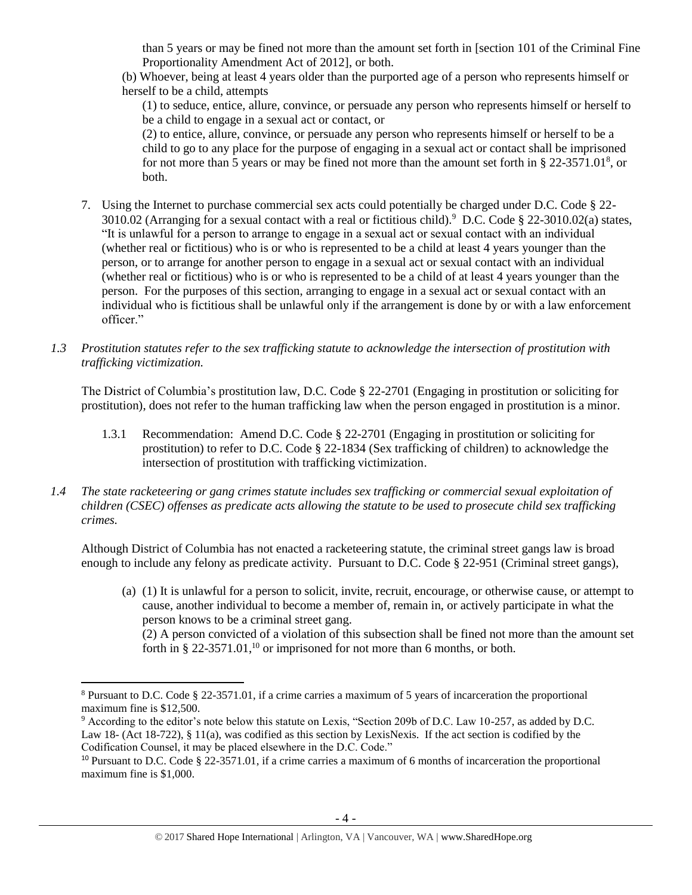than 5 years or may be fined not more than the amount set forth in [section 101 of the Criminal Fine Proportionality Amendment Act of 2012], or both.

(b) Whoever, being at least 4 years older than the purported age of a person who represents himself or herself to be a child, attempts

(1) to seduce, entice, allure, convince, or persuade any person who represents himself or herself to be a child to engage in a sexual act or contact, or

(2) to entice, allure, convince, or persuade any person who represents himself or herself to be a child to go to any place for the purpose of engaging in a sexual act or contact shall be imprisoned for not more than 5 years or may be fined not more than the amount set forth in § 22-3571.01[8], or both.

7. Using the Internet to purchase commercial sex acts could potentially be charged under D.C. Code § 22-3010.02 (Arranging for a sexual contact with a real or fictitious child).[9] D.C. Code § 22-3010.02(a) states, "It is unlawful for a person to arrange to engage in a sexual act or sexual contact with an individual (whether real or fictitious) who is or who is represented to be a child at least 4 years younger than the person, or to arrange for another person to engage in a sexual act or sexual contact with an individual (whether real or fictitious) who is or who is represented to be a child of at least 4 years younger than the person. For the purposes of this section, arranging to engage in a sexual act or sexual contact with an individual who is fictitious shall be unlawful only if the arrangement is done by or with a law enforcement officer."

*1.3 Prostitution statutes refer to the sex trafficking statute to acknowledge the intersection of prostitution with trafficking victimization.*

The District of Columbia's prostitution law, D.C. Code § 22-2701 (Engaging in prostitution or soliciting for prostitution), does not refer to the human trafficking law when the person engaged in prostitution is a minor.

1.3.1 Recommendation: Amend D.C. Code § 22-2701 (Engaging in prostitution or soliciting for prostitution) to refer to D.C. Code § 22-1834 (Sex trafficking of children) to acknowledge the intersection of prostitution with trafficking victimization.

*1.4 The state racketeering or gang crimes statute includes sex trafficking or commercial sexual exploitation of children (CSEC) offenses as predicate acts allowing the statute to be used to prosecute child sex trafficking crimes.*

Although District of Columbia has not enacted a racketeering statute, the criminal street gangs law is broad enough to include any felony as predicate activity. Pursuant to D.C. Code § 22-951 (Criminal street gangs),

(a) (1) It is unlawful for a person to solicit, invite, recruit, encourage, or otherwise cause, or attempt to cause, another individual to become a member of, remain in, or actively participate in what the person knows to be a criminal street gang.

(2) A person convicted of a violation of this subsection shall be fined not more than the amount set forth in § 22-3571.01,[10] or imprisoned for not more than 6 months, or both.

---

[8] Pursuant to D.C. Code § 22-3571.01, if a crime carries a maximum of 5 years of incarceration the proportional maximum fine is $12,500.

[9] According to the editor's note below this statute on Lexis, "Section 209b of D.C. Law 10-257, as added by D.C. Law 18- (Act 18-722), § 11(a), was codified as this section by LexisNexis. If the act section is codified by the Codification Counsel, it may be placed elsewhere in the D.C. Code."

[10] Pursuant to D.C. Code § 22-3571.01, if a crime carries a maximum of 6 months of incarceration the proportional maximum fine is $1,000.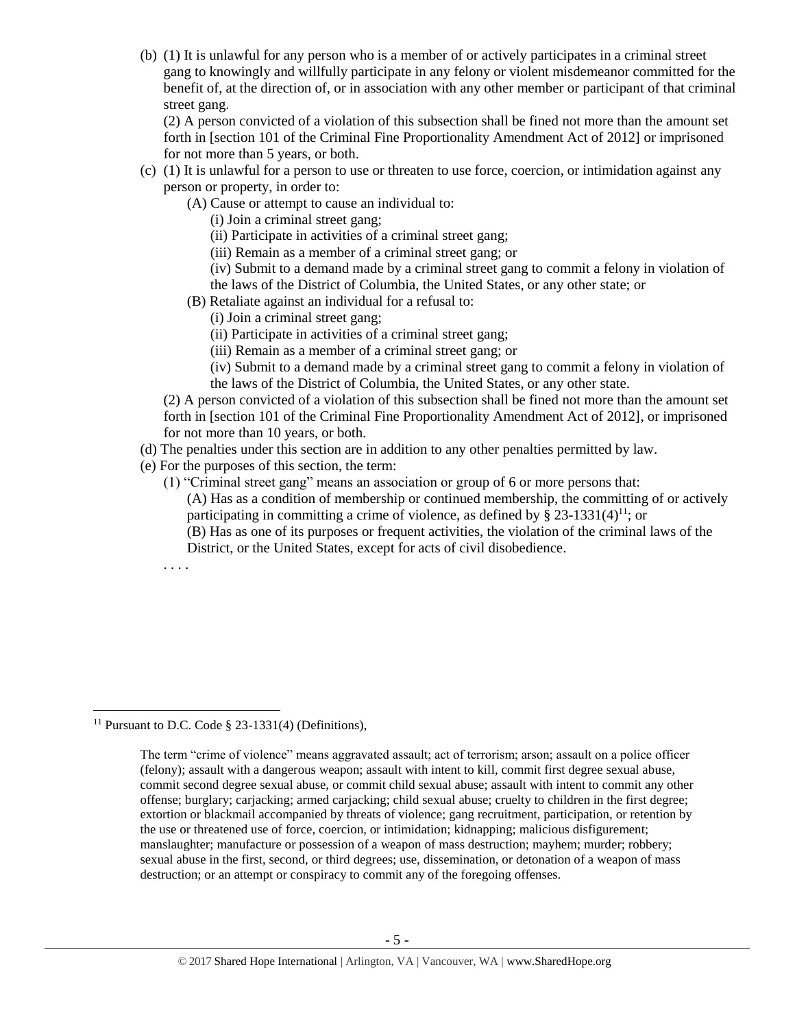(b) (1) It is unlawful for any person who is a member of or actively participates in a criminal street gang to knowingly and willfully participate in any felony or violent misdemeanor committed for the benefit of, at the direction of, or in association with any other member or participant of that criminal street gang.

(2) A person convicted of a violation of this subsection shall be fined not more than the amount set forth in [section 101 of the Criminal Fine Proportionality Amendment Act of 2012] or imprisoned for not more than 5 years, or both.

(c) (1) It is unlawful for a person to use or threaten to use force, coercion, or intimidation against any person or property, in order to:

- (A) Cause or attempt to cause an individual to:
  - (i) Join a criminal street gang;
  - (ii) Participate in activities of a criminal street gang;
  - (iii) Remain as a member of a criminal street gang; or
  - (iv) Submit to a demand made by a criminal street gang to commit a felony in violation of the laws of the District of Columbia, the United States, or any other state; or
- (B) Retaliate against an individual for a refusal to:
  - (i) Join a criminal street gang;
  - (ii) Participate in activities of a criminal street gang;
  - (iii) Remain as a member of a criminal street gang; or
  - (iv) Submit to a demand made by a criminal street gang to commit a felony in violation of the laws of the District of Columbia, the United States, or any other state.

(2) A person convicted of a violation of this subsection shall be fined not more than the amount set forth in [section 101 of the Criminal Fine Proportionality Amendment Act of 2012], or imprisoned for not more than 10 years, or both.

(d) The penalties under this section are in addition to any other penalties permitted by law.

(e) For the purposes of this section, the term:

(1) "Criminal street gang" means an association or group of 6 or more persons that:

(A) Has as a condition of membership or continued membership, the committing of or actively participating in committing a crime of violence, as defined by § 23-1331(4)[11]; or

(B) Has as one of its purposes or frequent activities, the violation of the criminal laws of the District, or the United States, except for acts of civil disobedience.

. . . .

---

[11] Pursuant to D.C. Code § 23-1331(4) (Definitions),

> The term "crime of violence" means aggravated assault; act of terrorism; arson; assault on a police officer (felony); assault with a dangerous weapon; assault with intent to kill, commit first degree sexual abuse, commit second degree sexual abuse, or commit child sexual abuse; assault with intent to commit any other offense; burglary; carjacking; armed carjacking; child sexual abuse; cruelty to children in the first degree; extortion or blackmail accompanied by threats of violence; gang recruitment, participation, or retention by the use or threatened use of force, coercion, or intimidation; kidnapping; malicious disfigurement; manslaughter; manufacture or possession of a weapon of mass destruction; mayhem; murder; robbery; sexual abuse in the first, second, or third degrees; use, dissemination, or detonation of a weapon of mass destruction; or an attempt or conspiracy to commit any of the foregoing offenses.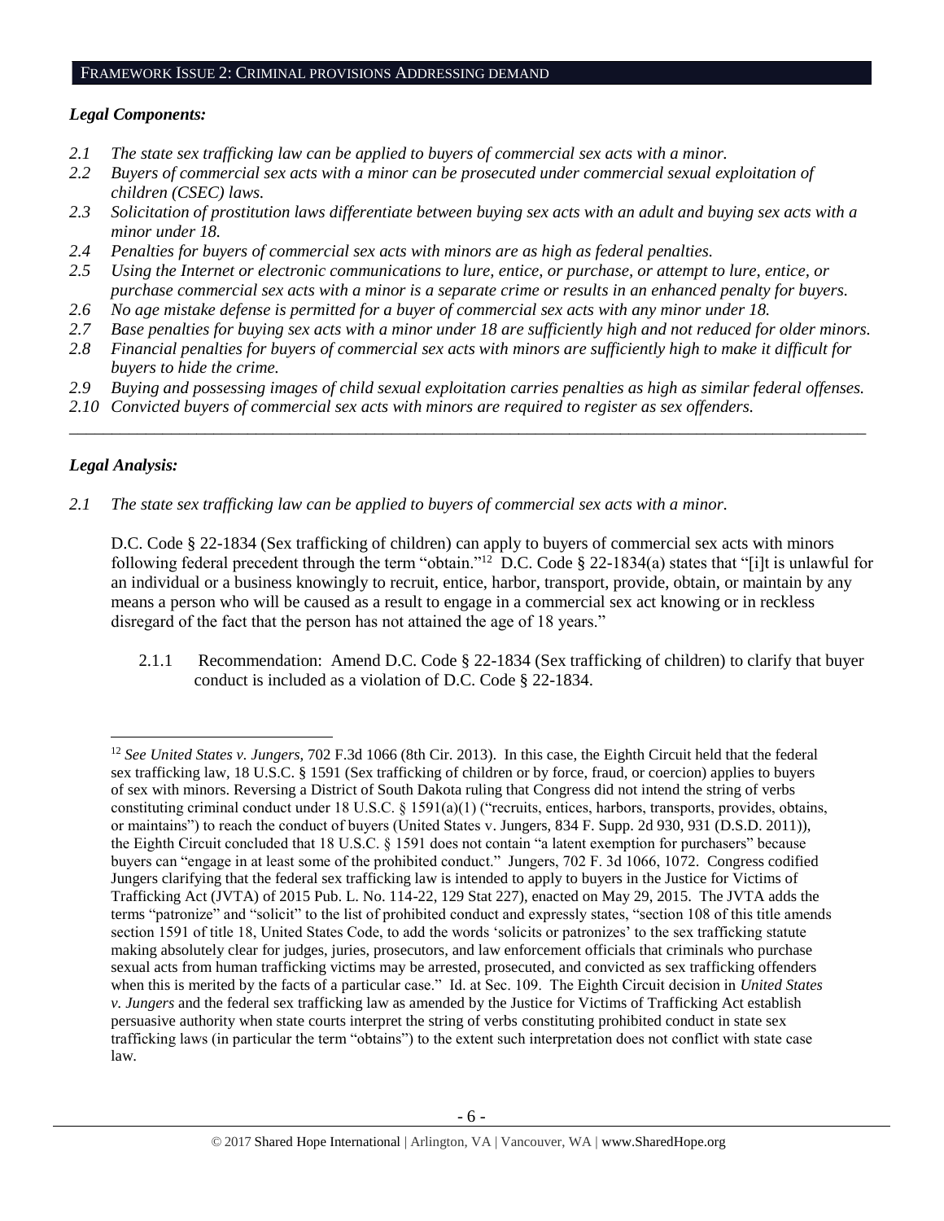## FRAMEWORK ISSUE 2: CRIMINAL PROVISIONS ADDRESSING DEMAND

### *Legal Components:*

*2.1 The state sex trafficking law can be applied to buyers of commercial sex acts with a minor.*
*2.2 Buyers of commercial sex acts with a minor can be prosecuted under commercial sexual exploitation of children (CSEC) laws.*
*2.3 Solicitation of prostitution laws differentiate between buying sex acts with an adult and buying sex acts with a minor under 18.*
*2.4 Penalties for buyers of commercial sex acts with minors are as high as federal penalties.*
*2.5 Using the Internet or electronic communications to lure, entice, or purchase, or attempt to lure, entice, or purchase commercial sex acts with a minor is a separate crime or results in an enhanced penalty for buyers.*
*2.6 No age mistake defense is permitted for a buyer of commercial sex acts with any minor under 18.*
*2.7 Base penalties for buying sex acts with a minor under 18 are sufficiently high and not reduced for older minors.*
*2.8 Financial penalties for buyers of commercial sex acts with minors are sufficiently high to make it difficult for buyers to hide the crime.*
*2.9 Buying and possessing images of child sexual exploitation carries penalties as high as similar federal offenses.*
*2.10 Convicted buyers of commercial sex acts with minors are required to register as sex offenders.*

---

### *Legal Analysis:*

*2.1 The state sex trafficking law can be applied to buyers of commercial sex acts with a minor.*

D.C. Code § 22-1834 (Sex trafficking of children) can apply to buyers of commercial sex acts with minors following federal precedent through the term "obtain."[12] D.C. Code § 22-1834(a) states that "[i]t is unlawful for an individual or a business knowingly to recruit, entice, harbor, transport, provide, obtain, or maintain by any means a person who will be caused as a result to engage in a commercial sex act knowing or in reckless disregard of the fact that the person has not attained the age of 18 years."

2.1.1 Recommendation: Amend D.C. Code § 22-1834 (Sex trafficking of children) to clarify that buyer conduct is included as a violation of D.C. Code § 22-1834.

---

[12] *See United States v. Jungers*, 702 F.3d 1066 (8th Cir. 2013). In this case, the Eighth Circuit held that the federal sex trafficking law, 18 U.S.C. § 1591 (Sex trafficking of children or by force, fraud, or coercion) applies to buyers of sex with minors. Reversing a District of South Dakota ruling that Congress did not intend the string of verbs constituting criminal conduct under 18 U.S.C. § 1591(a)(1) ("recruits, entices, harbors, transports, provides, obtains, or maintains") to reach the conduct of buyers (United States v. Jungers, 834 F. Supp. 2d 930, 931 (D.S.D. 2011)), the Eighth Circuit concluded that 18 U.S.C. § 1591 does not contain "a latent exemption for purchasers" because buyers can "engage in at least some of the prohibited conduct." Jungers, 702 F. 3d 1066, 1072. Congress codified Jungers clarifying that the federal sex trafficking law is intended to apply to buyers in the Justice for Victims of Trafficking Act (JVTA) of 2015 Pub. L. No. 114-22, 129 Stat 227), enacted on May 29, 2015. The JVTA adds the terms "patronize" and "solicit" to the list of prohibited conduct and expressly states, "section 108 of this title amends section 1591 of title 18, United States Code, to add the words 'solicits or patronizes' to the sex trafficking statute making absolutely clear for judges, juries, prosecutors, and law enforcement officials that criminals who purchase sexual acts from human trafficking victims may be arrested, prosecuted, and convicted as sex trafficking offenders when this is merited by the facts of a particular case." Id. at Sec. 109. The Eighth Circuit decision in *United States v. Jungers* and the federal sex trafficking law as amended by the Justice for Victims of Trafficking Act establish persuasive authority when state courts interpret the string of verbs constituting prohibited conduct in state sex trafficking laws (in particular the term "obtains") to the extent such interpretation does not conflict with state case law.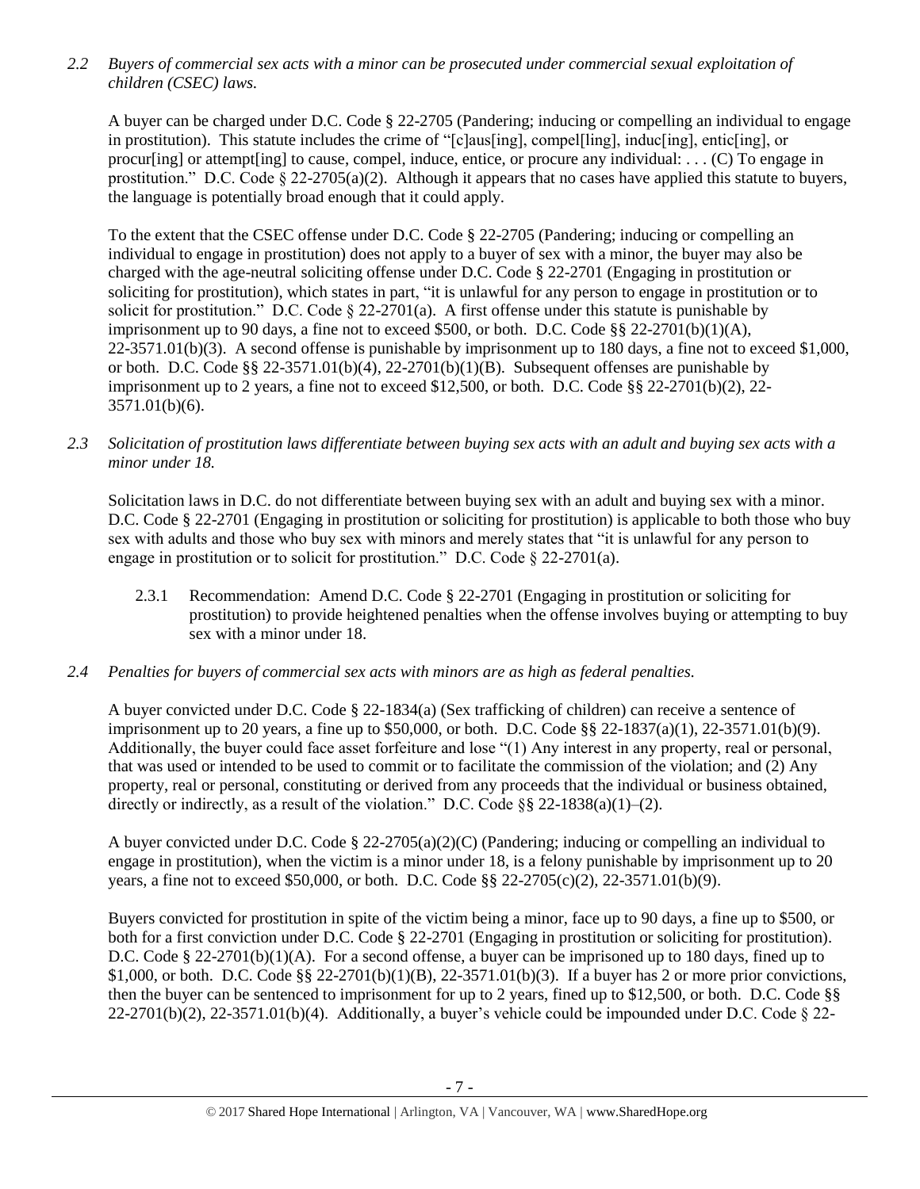*2.2 Buyers of commercial sex acts with a minor can be prosecuted under commercial sexual exploitation of children (CSEC) laws.*

A buyer can be charged under D.C. Code § 22-2705 (Pandering; inducing or compelling an individual to engage in prostitution). This statute includes the crime of "[c]aus[ing], compel[ling], induc[ing], entic[ing], or procur[ing] or attempt[ing] to cause, compel, induce, entice, or procure any individual: . . . (C) To engage in prostitution." D.C. Code § 22-2705(a)(2). Although it appears that no cases have applied this statute to buyers, the language is potentially broad enough that it could apply.

To the extent that the CSEC offense under D.C. Code § 22-2705 (Pandering; inducing or compelling an individual to engage in prostitution) does not apply to a buyer of sex with a minor, the buyer may also be charged with the age-neutral soliciting offense under D.C. Code § 22-2701 (Engaging in prostitution or soliciting for prostitution), which states in part, "it is unlawful for any person to engage in prostitution or to solicit for prostitution." D.C. Code § 22-2701(a). A first offense under this statute is punishable by imprisonment up to 90 days, a fine not to exceed $500, or both. D.C. Code §§ 22-2701(b)(1)(A), 22-3571.01(b)(3). A second offense is punishable by imprisonment up to 180 days, a fine not to exceed $1,000, or both. D.C. Code §§ 22-3571.01(b)(4), 22-2701(b)(1)(B). Subsequent offenses are punishable by imprisonment up to 2 years, a fine not to exceed $12,500, or both. D.C. Code §§ 22-2701(b)(2), 22-3571.01(b)(6).

*2.3 Solicitation of prostitution laws differentiate between buying sex acts with an adult and buying sex acts with a minor under 18.*

Solicitation laws in D.C. do not differentiate between buying sex with an adult and buying sex with a minor. D.C. Code § 22-2701 (Engaging in prostitution or soliciting for prostitution) is applicable to both those who buy sex with adults and those who buy sex with minors and merely states that "it is unlawful for any person to engage in prostitution or to solicit for prostitution." D.C. Code § 22-2701(a).

2.3.1 Recommendation: Amend D.C. Code § 22-2701 (Engaging in prostitution or soliciting for prostitution) to provide heightened penalties when the offense involves buying or attempting to buy sex with a minor under 18.

*2.4 Penalties for buyers of commercial sex acts with minors are as high as federal penalties.*

A buyer convicted under D.C. Code § 22-1834(a) (Sex trafficking of children) can receive a sentence of imprisonment up to 20 years, a fine up to $50,000, or both. D.C. Code §§ 22-1837(a)(1), 22-3571.01(b)(9). Additionally, the buyer could face asset forfeiture and lose "(1) Any interest in any property, real or personal, that was used or intended to be used to commit or to facilitate the commission of the violation; and (2) Any property, real or personal, constituting or derived from any proceeds that the individual or business obtained, directly or indirectly, as a result of the violation." D.C. Code §§ 22-1838(a)(1)–(2).

A buyer convicted under D.C. Code § 22-2705(a)(2)(C) (Pandering; inducing or compelling an individual to engage in prostitution), when the victim is a minor under 18, is a felony punishable by imprisonment up to 20 years, a fine not to exceed $50,000, or both. D.C. Code §§ 22-2705(c)(2), 22-3571.01(b)(9).

Buyers convicted for prostitution in spite of the victim being a minor, face up to 90 days, a fine up to $500, or both for a first conviction under D.C. Code § 22-2701 (Engaging in prostitution or soliciting for prostitution). D.C. Code § 22-2701(b)(1)(A). For a second offense, a buyer can be imprisoned up to 180 days, fined up to $1,000, or both. D.C. Code §§ 22-2701(b)(1)(B), 22-3571.01(b)(3). If a buyer has 2 or more prior convictions, then the buyer can be sentenced to imprisonment for up to 2 years, fined up to $12,500, or both. D.C. Code §§ 22-2701(b)(2), 22-3571.01(b)(4). Additionally, a buyer's vehicle could be impounded under D.C. Code § 22-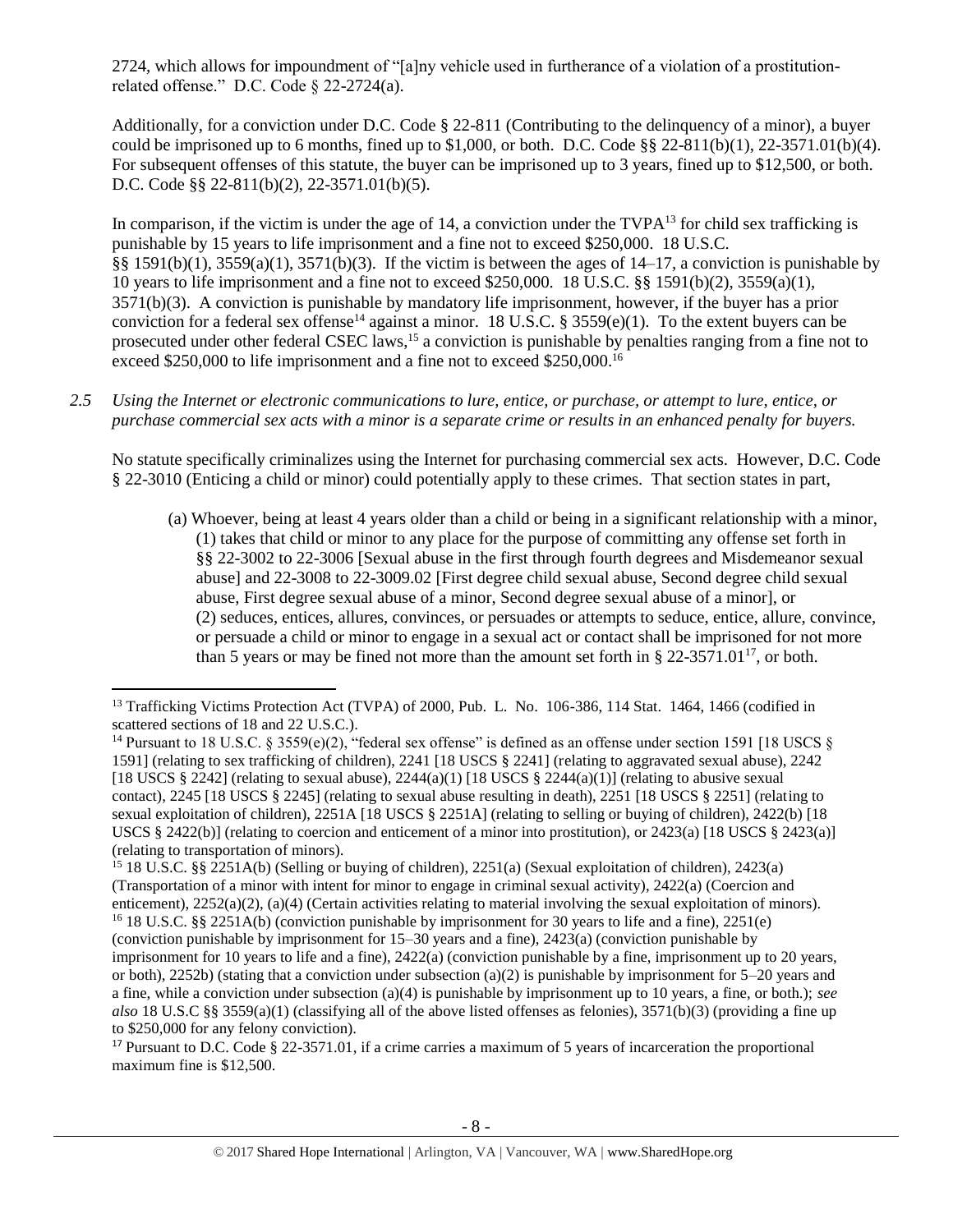2724, which allows for impoundment of "[a]ny vehicle used in furtherance of a violation of a prostitution-related offense." D.C. Code § 22-2724(a).

Additionally, for a conviction under D.C. Code § 22-811 (Contributing to the delinquency of a minor), a buyer could be imprisoned up to 6 months, fined up to $1,000, or both. D.C. Code §§ 22-811(b)(1), 22-3571.01(b)(4). For subsequent offenses of this statute, the buyer can be imprisoned up to 3 years, fined up to $12,500, or both. D.C. Code §§ 22-811(b)(2), 22-3571.01(b)(5).

In comparison, if the victim is under the age of 14, a conviction under the TVPA[13] for child sex trafficking is punishable by 15 years to life imprisonment and a fine not to exceed $250,000. 18 U.S.C. §§ 1591(b)(1), 3559(a)(1), 3571(b)(3). If the victim is between the ages of 14–17, a conviction is punishable by 10 years to life imprisonment and a fine not to exceed $250,000. 18 U.S.C. §§ 1591(b)(2), 3559(a)(1), 3571(b)(3). A conviction is punishable by mandatory life imprisonment, however, if the buyer has a prior conviction for a federal sex offense[14] against a minor. 18 U.S.C. § 3559(e)(1). To the extent buyers can be prosecuted under other federal CSEC laws,[15] a conviction is punishable by penalties ranging from a fine not to exceed $250,000 to life imprisonment and a fine not to exceed $250,000.[16]

*2.5 Using the Internet or electronic communications to lure, entice, or purchase, or attempt to lure, entice, or purchase commercial sex acts with a minor is a separate crime or results in an enhanced penalty for buyers.*

No statute specifically criminalizes using the Internet for purchasing commercial sex acts. However, D.C. Code § 22-3010 (Enticing a child or minor) could potentially apply to these crimes. That section states in part,

> (a) Whoever, being at least 4 years older than a child or being in a significant relationship with a minor,
> (1) takes that child or minor to any place for the purpose of committing any offense set forth in §§ 22-3002 to 22-3006 [Sexual abuse in the first through fourth degrees and Misdemeanor sexual abuse] and 22-3008 to 22-3009.02 [First degree child sexual abuse, Second degree child sexual abuse, First degree sexual abuse of a minor, Second degree sexual abuse of a minor], or
> (2) seduces, entices, allures, convinces, or persuades or attempts to seduce, entice, allure, convince, or persuade a child or minor to engage in a sexual act or contact shall be imprisoned for not more than 5 years or may be fined not more than the amount set forth in § 22-3571.01[17], or both.

---

[13] Trafficking Victims Protection Act (TVPA) of 2000, Pub. L. No. 106-386, 114 Stat. 1464, 1466 (codified in scattered sections of 18 and 22 U.S.C.).

[14] Pursuant to 18 U.S.C. § 3559(e)(2), "federal sex offense" is defined as an offense under section 1591 [18 USCS § 1591] (relating to sex trafficking of children), 2241 [18 USCS § 2241] (relating to aggravated sexual abuse), 2242 [18 USCS § 2242] (relating to sexual abuse), 2244(a)(1) [18 USCS § 2244(a)(1)] (relating to abusive sexual contact), 2245 [18 USCS § 2245] (relating to sexual abuse resulting in death), 2251 [18 USCS § 2251] (relating to sexual exploitation of children), 2251A [18 USCS § 2251A] (relating to selling or buying of children), 2422(b) [18 USCS § 2422(b)] (relating to coercion and enticement of a minor into prostitution), or 2423(a) [18 USCS § 2423(a)] (relating to transportation of minors).

[15] 18 U.S.C. §§ 2251A(b) (Selling or buying of children), 2251(a) (Sexual exploitation of children), 2423(a) (Transportation of a minor with intent for minor to engage in criminal sexual activity), 2422(a) (Coercion and enticement), 2252(a)(2), (a)(4) (Certain activities relating to material involving the sexual exploitation of minors).

[16] 18 U.S.C. §§ 2251A(b) (conviction punishable by imprisonment for 30 years to life and a fine), 2251(e) (conviction punishable by imprisonment for 15–30 years and a fine), 2423(a) (conviction punishable by imprisonment for 10 years to life and a fine), 2422(a) (conviction punishable by a fine, imprisonment up to 20 years, or both), 2252b) (stating that a conviction under subsection (a)(2) is punishable by imprisonment for 5–20 years and a fine, while a conviction under subsection (a)(4) is punishable by imprisonment up to 10 years, a fine, or both.); *see also* 18 U.S.C §§ 3559(a)(1) (classifying all of the above listed offenses as felonies), 3571(b)(3) (providing a fine up to $250,000 for any felony conviction).

[17] Pursuant to D.C. Code § 22-3571.01, if a crime carries a maximum of 5 years of incarceration the proportional maximum fine is $12,500.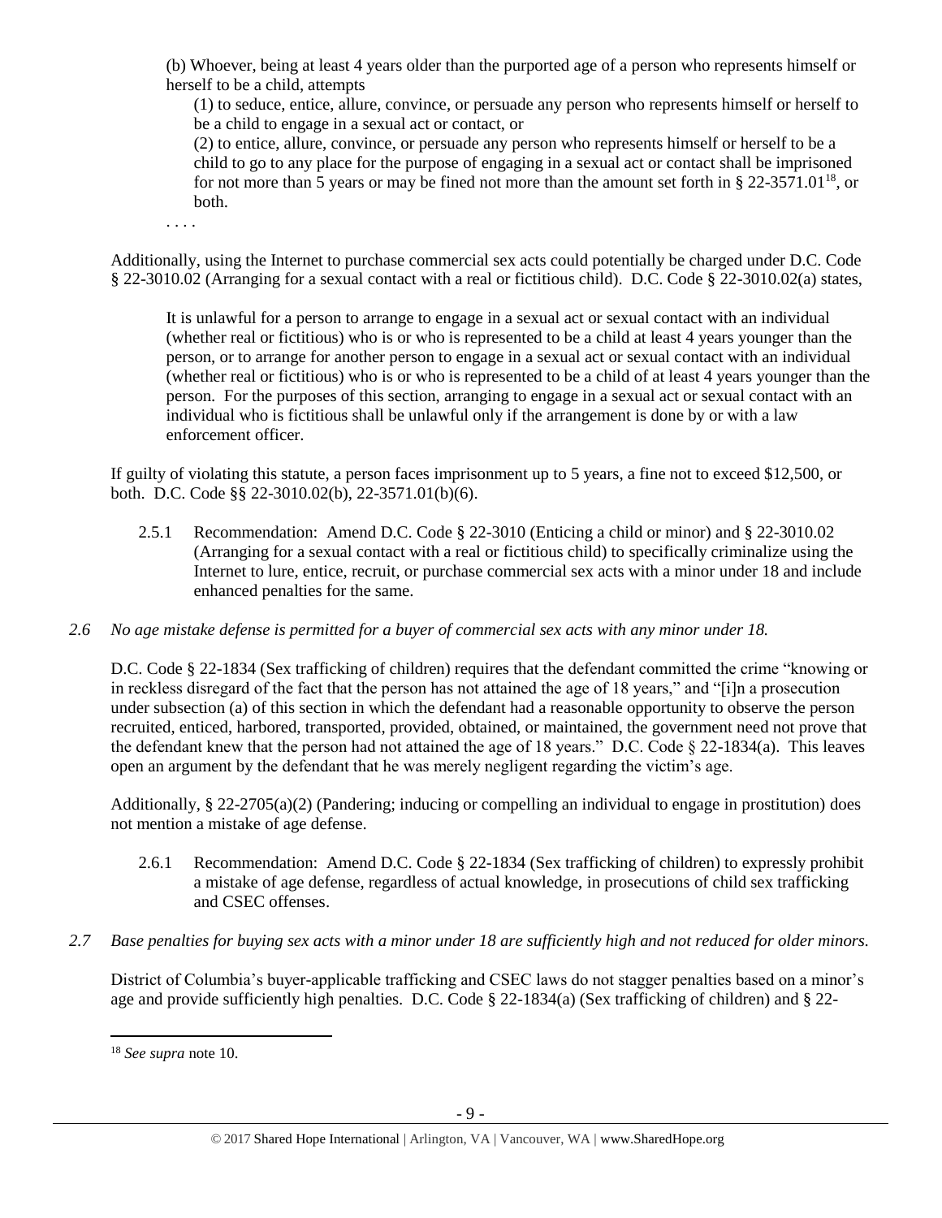(b) Whoever, being at least 4 years older than the purported age of a person who represents himself or herself to be a child, attempts

(1) to seduce, entice, allure, convince, or persuade any person who represents himself or herself to be a child to engage in a sexual act or contact, or

(2) to entice, allure, convince, or persuade any person who represents himself or herself to be a child to go to any place for the purpose of engaging in a sexual act or contact shall be imprisoned for not more than 5 years or may be fined not more than the amount set forth in § 22-3571.01[18], or both.

. . . .

Additionally, using the Internet to purchase commercial sex acts could potentially be charged under D.C. Code § 22-3010.02 (Arranging for a sexual contact with a real or fictitious child). D.C. Code § 22-3010.02(a) states,

> It is unlawful for a person to arrange to engage in a sexual act or sexual contact with an individual (whether real or fictitious) who is or who is represented to be a child at least 4 years younger than the person, or to arrange for another person to engage in a sexual act or sexual contact with an individual (whether real or fictitious) who is or who is represented to be a child of at least 4 years younger than the person. For the purposes of this section, arranging to engage in a sexual act or sexual contact with an individual who is fictitious shall be unlawful only if the arrangement is done by or with a law enforcement officer.

If guilty of violating this statute, a person faces imprisonment up to 5 years, a fine not to exceed $12,500, or both. D.C. Code §§ 22-3010.02(b), 22-3571.01(b)(6).

2.5.1 Recommendation: Amend D.C. Code § 22-3010 (Enticing a child or minor) and § 22-3010.02 (Arranging for a sexual contact with a real or fictitious child) to specifically criminalize using the Internet to lure, entice, recruit, or purchase commercial sex acts with a minor under 18 and include enhanced penalties for the same.

*2.6 No age mistake defense is permitted for a buyer of commercial sex acts with any minor under 18.*

D.C. Code § 22-1834 (Sex trafficking of children) requires that the defendant committed the crime "knowing or in reckless disregard of the fact that the person has not attained the age of 18 years," and "[i]n a prosecution under subsection (a) of this section in which the defendant had a reasonable opportunity to observe the person recruited, enticed, harbored, transported, provided, obtained, or maintained, the government need not prove that the defendant knew that the person had not attained the age of 18 years." D.C. Code § 22-1834(a). This leaves open an argument by the defendant that he was merely negligent regarding the victim's age.

Additionally, § 22-2705(a)(2) (Pandering; inducing or compelling an individual to engage in prostitution) does not mention a mistake of age defense.

2.6.1 Recommendation: Amend D.C. Code § 22-1834 (Sex trafficking of children) to expressly prohibit a mistake of age defense, regardless of actual knowledge, in prosecutions of child sex trafficking and CSEC offenses.

*2.7 Base penalties for buying sex acts with a minor under 18 are sufficiently high and not reduced for older minors.*

District of Columbia's buyer-applicable trafficking and CSEC laws do not stagger penalties based on a minor's age and provide sufficiently high penalties. D.C. Code § 22-1834(a) (Sex trafficking of children) and § 22-

[18] *See supra* note 10.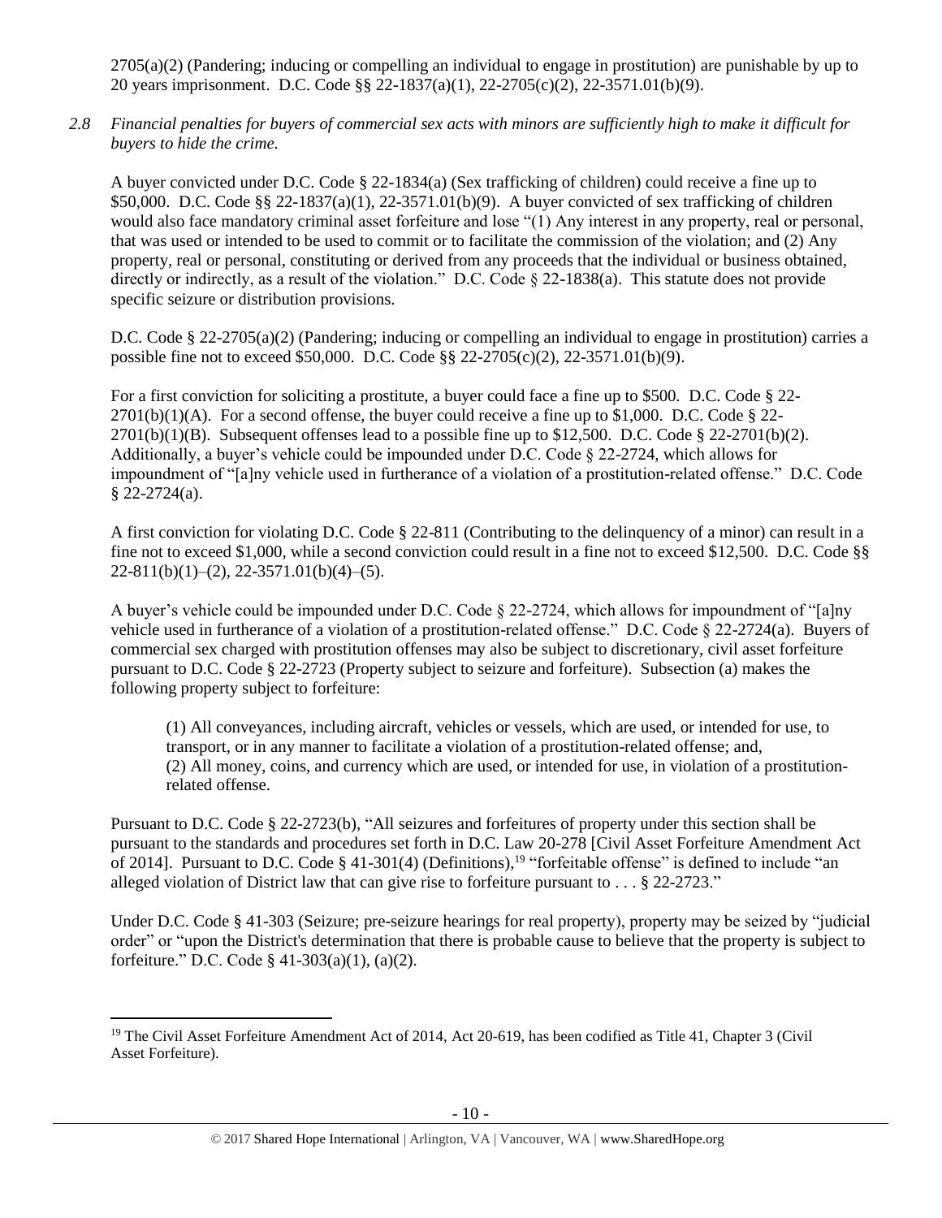2705(a)(2) (Pandering; inducing or compelling an individual to engage in prostitution) are punishable by up to 20 years imprisonment. D.C. Code §§ 22-1837(a)(1), 22-2705(c)(2), 22-3571.01(b)(9).

*2.8 Financial penalties for buyers of commercial sex acts with minors are sufficiently high to make it difficult for buyers to hide the crime.*

A buyer convicted under D.C. Code § 22-1834(a) (Sex trafficking of children) could receive a fine up to $50,000. D.C. Code §§ 22-1837(a)(1), 22-3571.01(b)(9). A buyer convicted of sex trafficking of children would also face mandatory criminal asset forfeiture and lose "(1) Any interest in any property, real or personal, that was used or intended to be used to commit or to facilitate the commission of the violation; and (2) Any property, real or personal, constituting or derived from any proceeds that the individual or business obtained, directly or indirectly, as a result of the violation." D.C. Code § 22-1838(a). This statute does not provide specific seizure or distribution provisions.

D.C. Code § 22-2705(a)(2) (Pandering; inducing or compelling an individual to engage in prostitution) carries a possible fine not to exceed $50,000. D.C. Code §§ 22-2705(c)(2), 22-3571.01(b)(9).

For a first conviction for soliciting a prostitute, a buyer could face a fine up to $500. D.C. Code § 22-2701(b)(1)(A). For a second offense, the buyer could receive a fine up to $1,000. D.C. Code § 22-2701(b)(1)(B). Subsequent offenses lead to a possible fine up to $12,500. D.C. Code § 22-2701(b)(2). Additionally, a buyer's vehicle could be impounded under D.C. Code § 22-2724, which allows for impoundment of "[a]ny vehicle used in furtherance of a violation of a prostitution-related offense." D.C. Code § 22-2724(a).

A first conviction for violating D.C. Code § 22-811 (Contributing to the delinquency of a minor) can result in a fine not to exceed $1,000, while a second conviction could result in a fine not to exceed $12,500. D.C. Code §§ 22-811(b)(1)–(2), 22-3571.01(b)(4)–(5).

A buyer's vehicle could be impounded under D.C. Code § 22-2724, which allows for impoundment of "[a]ny vehicle used in furtherance of a violation of a prostitution-related offense." D.C. Code § 22-2724(a). Buyers of commercial sex charged with prostitution offenses may also be subject to discretionary, civil asset forfeiture pursuant to D.C. Code § 22-2723 (Property subject to seizure and forfeiture). Subsection (a) makes the following property subject to forfeiture:

> (1) All conveyances, including aircraft, vehicles or vessels, which are used, or intended for use, to transport, or in any manner to facilitate a violation of a prostitution-related offense; and,
> (2) All money, coins, and currency which are used, or intended for use, in violation of a prostitution-related offense.

Pursuant to D.C. Code § 22-2723(b), "All seizures and forfeitures of property under this section shall be pursuant to the standards and procedures set forth in D.C. Law 20-278 [Civil Asset Forfeiture Amendment Act of 2014]. Pursuant to D.C. Code § 41-301(4) (Definitions),[19] "forfeitable offense" is defined to include "an alleged violation of District law that can give rise to forfeiture pursuant to . . . § 22-2723."

Under D.C. Code § 41-303 (Seizure; pre-seizure hearings for real property), property may be seized by "judicial order" or "upon the District's determination that there is probable cause to believe that the property is subject to forfeiture." D.C. Code § 41-303(a)(1), (a)(2).

---

[19] The Civil Asset Forfeiture Amendment Act of 2014, Act 20-619, has been codified as Title 41, Chapter 3 (Civil Asset Forfeiture).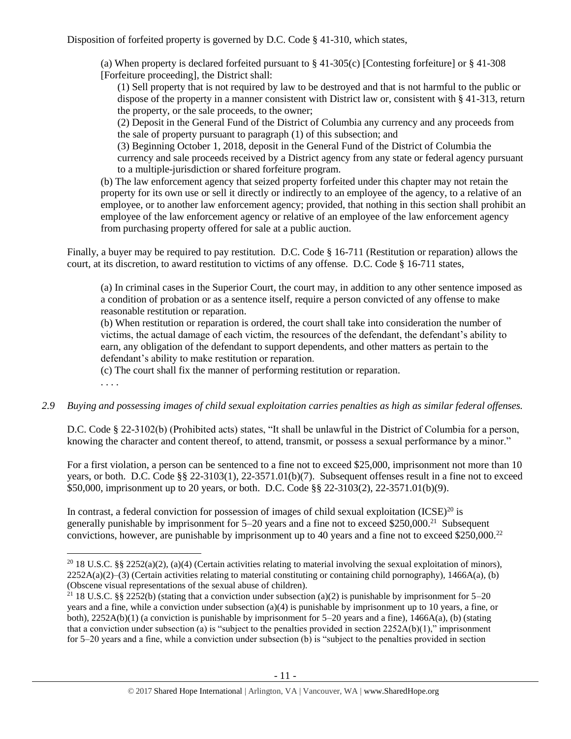Disposition of forfeited property is governed by D.C. Code § 41-310, which states,

> (a) When property is declared forfeited pursuant to § 41-305(c) [Contesting forfeiture] or § 41-308 [Forfeiture proceeding], the District shall:
>
> (1) Sell property that is not required by law to be destroyed and that is not harmful to the public or dispose of the property in a manner consistent with District law or, consistent with § 41-313, return the property, or the sale proceeds, to the owner;
>
> (2) Deposit in the General Fund of the District of Columbia any currency and any proceeds from the sale of property pursuant to paragraph (1) of this subsection; and
>
> (3) Beginning October 1, 2018, deposit in the General Fund of the District of Columbia the currency and sale proceeds received by a District agency from any state or federal agency pursuant to a multiple-jurisdiction or shared forfeiture program.
>
> (b) The law enforcement agency that seized property forfeited under this chapter may not retain the property for its own use or sell it directly or indirectly to an employee of the agency, to a relative of an employee, or to another law enforcement agency; provided, that nothing in this section shall prohibit an employee of the law enforcement agency or relative of an employee of the law enforcement agency from purchasing property offered for sale at a public auction.

Finally, a buyer may be required to pay restitution. D.C. Code § 16-711 (Restitution or reparation) allows the court, at its discretion, to award restitution to victims of any offense. D.C. Code § 16-711 states,

> (a) In criminal cases in the Superior Court, the court may, in addition to any other sentence imposed as a condition of probation or as a sentence itself, require a person convicted of any offense to make reasonable restitution or reparation.
>
> (b) When restitution or reparation is ordered, the court shall take into consideration the number of victims, the actual damage of each victim, the resources of the defendant, the defendant's ability to earn, any obligation of the defendant to support dependents, and other matters as pertain to the defendant's ability to make restitution or reparation.
>
> (c) The court shall fix the manner of performing restitution or reparation.
>
> . . . .

*2.9 Buying and possessing images of child sexual exploitation carries penalties as high as similar federal offenses.*

D.C. Code § 22-3102(b) (Prohibited acts) states, "It shall be unlawful in the District of Columbia for a person, knowing the character and content thereof, to attend, transmit, or possess a sexual performance by a minor."

For a first violation, a person can be sentenced to a fine not to exceed $25,000, imprisonment not more than 10 years, or both. D.C. Code §§ 22-3103(1), 22-3571.01(b)(7). Subsequent offenses result in a fine not to exceed $50,000, imprisonment up to 20 years, or both. D.C. Code §§ 22-3103(2), 22-3571.01(b)(9).

In contrast, a federal conviction for possession of images of child sexual exploitation (ICSE)[20] is generally punishable by imprisonment for 5–20 years and a fine not to exceed $250,000.[21] Subsequent convictions, however, are punishable by imprisonment up to 40 years and a fine not to exceed $250,000.[22]

---

[20] 18 U.S.C. §§ 2252(a)(2), (a)(4) (Certain activities relating to material involving the sexual exploitation of minors), 2252A(a)(2)–(3) (Certain activities relating to material constituting or containing child pornography), 1466A(a), (b) (Obscene visual representations of the sexual abuse of children).

[21] 18 U.S.C. §§ 2252(b) (stating that a conviction under subsection (a)(2) is punishable by imprisonment for 5–20 years and a fine, while a conviction under subsection (a)(4) is punishable by imprisonment up to 10 years, a fine, or both), 2252A(b)(1) (a conviction is punishable by imprisonment for 5–20 years and a fine), 1466A(a), (b) (stating that a conviction under subsection (a) is "subject to the penalties provided in section 2252A(b)(1)," imprisonment for 5–20 years and a fine, while a conviction under subsection (b) is "subject to the penalties provided in section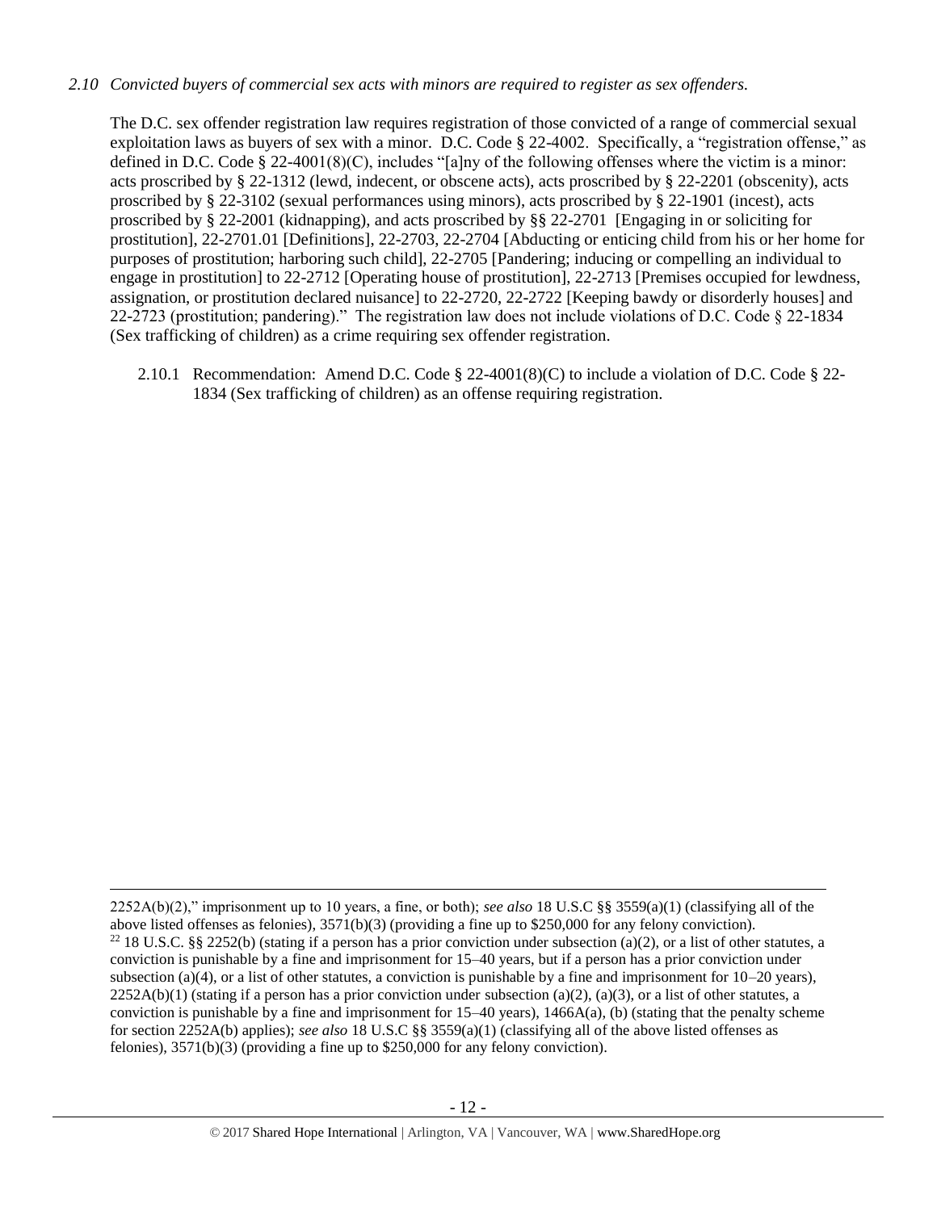*2.10 Convicted buyers of commercial sex acts with minors are required to register as sex offenders.*

The D.C. sex offender registration law requires registration of those convicted of a range of commercial sexual exploitation laws as buyers of sex with a minor. D.C. Code § 22-4002. Specifically, a "registration offense," as defined in D.C. Code § 22-4001(8)(C), includes "[a]ny of the following offenses where the victim is a minor: acts proscribed by § 22-1312 (lewd, indecent, or obscene acts), acts proscribed by § 22-2201 (obscenity), acts proscribed by § 22-3102 (sexual performances using minors), acts proscribed by § 22-1901 (incest), acts proscribed by § 22-2001 (kidnapping), and acts proscribed by §§ 22-2701 [Engaging in or soliciting for prostitution], 22-2701.01 [Definitions], 22-2703, 22-2704 [Abducting or enticing child from his or her home for purposes of prostitution; harboring such child], 22-2705 [Pandering; inducing or compelling an individual to engage in prostitution] to 22-2712 [Operating house of prostitution], 22-2713 [Premises occupied for lewdness, assignation, or prostitution declared nuisance] to 22-2720, 22-2722 [Keeping bawdy or disorderly houses] and 22-2723 (prostitution; pandering)." The registration law does not include violations of D.C. Code § 22-1834 (Sex trafficking of children) as a crime requiring sex offender registration.

2.10.1 Recommendation: Amend D.C. Code § 22-4001(8)(C) to include a violation of D.C. Code § 22-1834 (Sex trafficking of children) as an offense requiring registration.

---

2252A(b)(2)," imprisonment up to 10 years, a fine, or both); *see also* 18 U.S.C §§ 3559(a)(1) (classifying all of the above listed offenses as felonies), 3571(b)(3) (providing a fine up to $250,000 for any felony conviction).

[22] 18 U.S.C. §§ 2252(b) (stating if a person has a prior conviction under subsection (a)(2), or a list of other statutes, a conviction is punishable by a fine and imprisonment for 15–40 years, but if a person has a prior conviction under subsection (a)(4), or a list of other statutes, a conviction is punishable by a fine and imprisonment for 10–20 years), 2252A(b)(1) (stating if a person has a prior conviction under subsection (a)(2), (a)(3), or a list of other statutes, a conviction is punishable by a fine and imprisonment for 15–40 years), 1466A(a), (b) (stating that the penalty scheme for section 2252A(b) applies); *see also* 18 U.S.C §§ 3559(a)(1) (classifying all of the above listed offenses as felonies), 3571(b)(3) (providing a fine up to $250,000 for any felony conviction).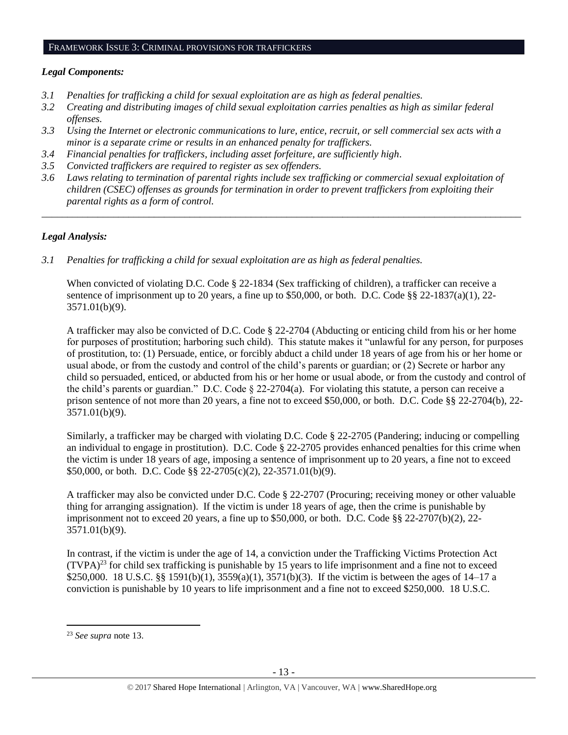## FRAMEWORK ISSUE 3: CRIMINAL PROVISIONS FOR TRAFFICKERS

***Legal Components:***

*3.1 Penalties for trafficking a child for sexual exploitation are as high as federal penalties.*
*3.2 Creating and distributing images of child sexual exploitation carries penalties as high as similar federal offenses.*
*3.3 Using the Internet or electronic communications to lure, entice, recruit, or sell commercial sex acts with a minor is a separate crime or results in an enhanced penalty for traffickers.*
*3.4 Financial penalties for traffickers, including asset forfeiture, are sufficiently high.*
*3.5 Convicted traffickers are required to register as sex offenders.*
*3.6 Laws relating to termination of parental rights include sex trafficking or commercial sexual exploitation of children (CSEC) offenses as grounds for termination in order to prevent traffickers from exploiting their parental rights as a form of control.*

---

***Legal Analysis:***

*3.1 Penalties for trafficking a child for sexual exploitation are as high as federal penalties.*

When convicted of violating D.C. Code § 22-1834 (Sex trafficking of children), a trafficker can receive a sentence of imprisonment up to 20 years, a fine up to $50,000, or both. D.C. Code §§ 22-1837(a)(1), 22-3571.01(b)(9).

A trafficker may also be convicted of D.C. Code § 22-2704 (Abducting or enticing child from his or her home for purposes of prostitution; harboring such child). This statute makes it "unlawful for any person, for purposes of prostitution, to: (1) Persuade, entice, or forcibly abduct a child under 18 years of age from his or her home or usual abode, or from the custody and control of the child's parents or guardian; or (2) Secrete or harbor any child so persuaded, enticed, or abducted from his or her home or usual abode, or from the custody and control of the child's parents or guardian." D.C. Code § 22-2704(a). For violating this statute, a person can receive a prison sentence of not more than 20 years, a fine not to exceed $50,000, or both. D.C. Code §§ 22-2704(b), 22-3571.01(b)(9).

Similarly, a trafficker may be charged with violating D.C. Code § 22-2705 (Pandering; inducing or compelling an individual to engage in prostitution). D.C. Code § 22-2705 provides enhanced penalties for this crime when the victim is under 18 years of age, imposing a sentence of imprisonment up to 20 years, a fine not to exceed $50,000, or both. D.C. Code §§ 22-2705(c)(2), 22-3571.01(b)(9).

A trafficker may also be convicted under D.C. Code § 22-2707 (Procuring; receiving money or other valuable thing for arranging assignation). If the victim is under 18 years of age, then the crime is punishable by imprisonment not to exceed 20 years, a fine up to $50,000, or both. D.C. Code §§ 22-2707(b)(2), 22-3571.01(b)(9).

In contrast, if the victim is under the age of 14, a conviction under the Trafficking Victims Protection Act (TVPA)[23] for child sex trafficking is punishable by 15 years to life imprisonment and a fine not to exceed $250,000. 18 U.S.C. §§ 1591(b)(1), 3559(a)(1), 3571(b)(3). If the victim is between the ages of 14–17 a conviction is punishable by 10 years to life imprisonment and a fine not to exceed $250,000. 18 U.S.C.

---

[23] *See supra* note 13.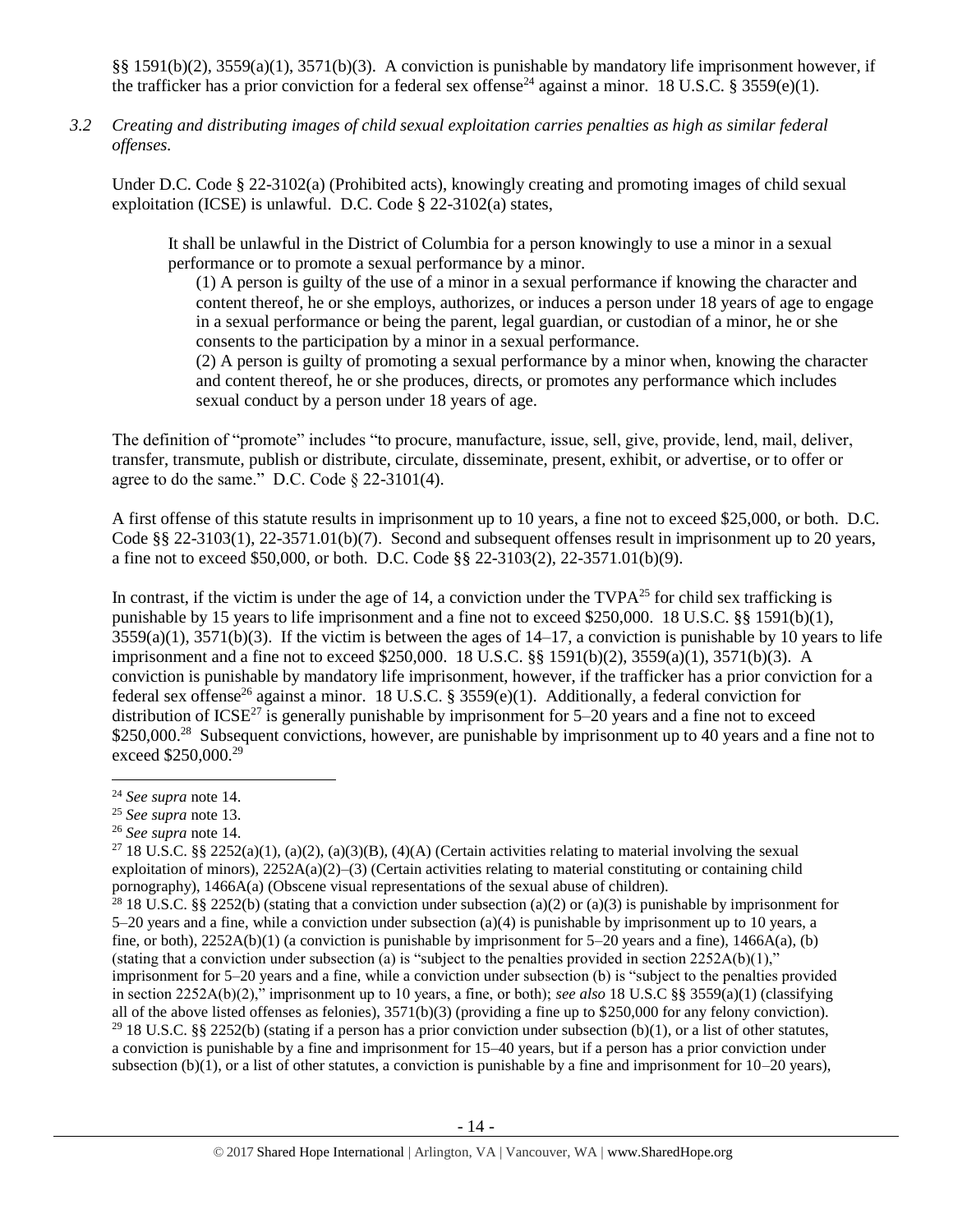§§ 1591(b)(2), 3559(a)(1), 3571(b)(3). A conviction is punishable by mandatory life imprisonment however, if the trafficker has a prior conviction for a federal sex offense[24] against a minor. 18 U.S.C. § 3559(e)(1).

*3.2 Creating and distributing images of child sexual exploitation carries penalties as high as similar federal offenses.*

Under D.C. Code § 22-3102(a) (Prohibited acts), knowingly creating and promoting images of child sexual exploitation (ICSE) is unlawful. D.C. Code § 22-3102(a) states,

> It shall be unlawful in the District of Columbia for a person knowingly to use a minor in a sexual performance or to promote a sexual performance by a minor.
>
> (1) A person is guilty of the use of a minor in a sexual performance if knowing the character and content thereof, he or she employs, authorizes, or induces a person under 18 years of age to engage in a sexual performance or being the parent, legal guardian, or custodian of a minor, he or she consents to the participation by a minor in a sexual performance.
>
> (2) A person is guilty of promoting a sexual performance by a minor when, knowing the character and content thereof, he or she produces, directs, or promotes any performance which includes sexual conduct by a person under 18 years of age.

The definition of "promote" includes "to procure, manufacture, issue, sell, give, provide, lend, mail, deliver, transfer, transmute, publish or distribute, circulate, disseminate, present, exhibit, or advertise, or to offer or agree to do the same." D.C. Code § 22-3101(4).

A first offense of this statute results in imprisonment up to 10 years, a fine not to exceed $25,000, or both. D.C. Code §§ 22-3103(1), 22-3571.01(b)(7). Second and subsequent offenses result in imprisonment up to 20 years, a fine not to exceed $50,000, or both. D.C. Code §§ 22-3103(2), 22-3571.01(b)(9).

In contrast, if the victim is under the age of 14, a conviction under the TVPA[25] for child sex trafficking is punishable by 15 years to life imprisonment and a fine not to exceed $250,000. 18 U.S.C. §§ 1591(b)(1), 3559(a)(1), 3571(b)(3). If the victim is between the ages of 14–17, a conviction is punishable by 10 years to life imprisonment and a fine not to exceed $250,000. 18 U.S.C. §§ 1591(b)(2), 3559(a)(1), 3571(b)(3). A conviction is punishable by mandatory life imprisonment, however, if the trafficker has a prior conviction for a federal sex offense[26] against a minor. 18 U.S.C. § 3559(e)(1). Additionally, a federal conviction for distribution of ICSE[27] is generally punishable by imprisonment for 5–20 years and a fine not to exceed $250,000.[28] Subsequent convictions, however, are punishable by imprisonment up to 40 years and a fine not to exceed $250,000.[29]

---

[24] *See supra* note 14.

[25] *See supra* note 13.

[26] *See supra* note 14.

[27] 18 U.S.C. §§ 2252(a)(1), (a)(2), (a)(3)(B), (4)(A) (Certain activities relating to material involving the sexual exploitation of minors), 2252A(a)(2)–(3) (Certain activities relating to material constituting or containing child pornography), 1466A(a) (Obscene visual representations of the sexual abuse of children).

[28] 18 U.S.C. §§ 2252(b) (stating that a conviction under subsection (a)(2) or (a)(3) is punishable by imprisonment for 5–20 years and a fine, while a conviction under subsection (a)(4) is punishable by imprisonment up to 10 years, a fine, or both), 2252A(b)(1) (a conviction is punishable by imprisonment for 5–20 years and a fine), 1466A(a), (b) (stating that a conviction under subsection (a) is "subject to the penalties provided in section 2252A(b)(1)," imprisonment for 5–20 years and a fine, while a conviction under subsection (b) is "subject to the penalties provided in section 2252A(b)(2)," imprisonment up to 10 years, a fine, or both); *see also* 18 U.S.C §§ 3559(a)(1) (classifying all of the above listed offenses as felonies), 3571(b)(3) (providing a fine up to $250,000 for any felony conviction).

[29] 18 U.S.C. §§ 2252(b) (stating if a person has a prior conviction under subsection (b)(1), or a list of other statutes, a conviction is punishable by a fine and imprisonment for 15–40 years, but if a person has a prior conviction under subsection (b)(1), or a list of other statutes, a conviction is punishable by a fine and imprisonment for 10–20 years),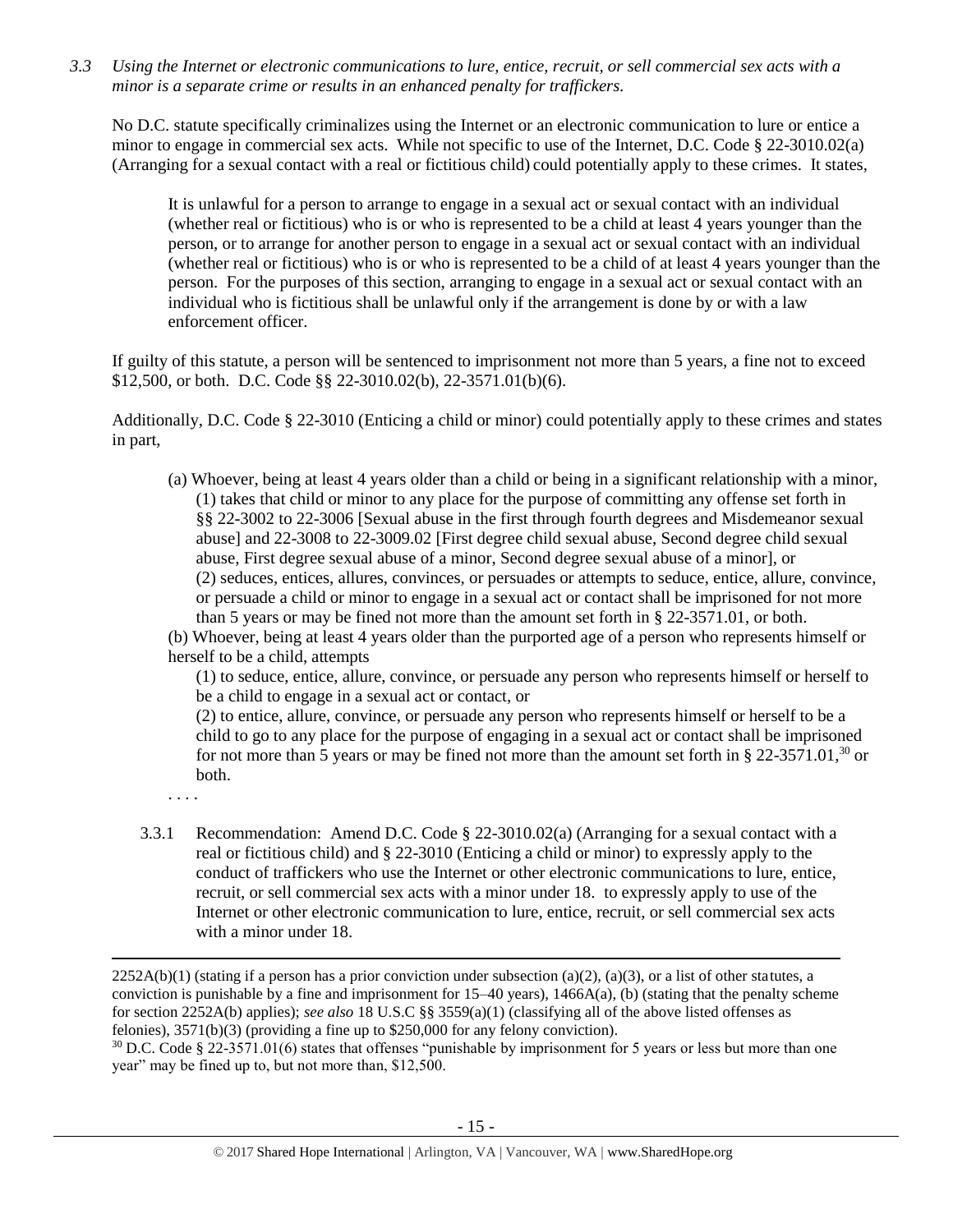*3.3 Using the Internet or electronic communications to lure, entice, recruit, or sell commercial sex acts with a minor is a separate crime or results in an enhanced penalty for traffickers.*

No D.C. statute specifically criminalizes using the Internet or an electronic communication to lure or entice a minor to engage in commercial sex acts. While not specific to use of the Internet, D.C. Code § 22-3010.02(a) (Arranging for a sexual contact with a real or fictitious child) could potentially apply to these crimes. It states,

> It is unlawful for a person to arrange to engage in a sexual act or sexual contact with an individual (whether real or fictitious) who is or who is represented to be a child at least 4 years younger than the person, or to arrange for another person to engage in a sexual act or sexual contact with an individual (whether real or fictitious) who is or who is represented to be a child of at least 4 years younger than the person. For the purposes of this section, arranging to engage in a sexual act or sexual contact with an individual who is fictitious shall be unlawful only if the arrangement is done by or with a law enforcement officer.

If guilty of this statute, a person will be sentenced to imprisonment not more than 5 years, a fine not to exceed $12,500, or both. D.C. Code §§ 22-3010.02(b), 22-3571.01(b)(6).

Additionally, D.C. Code § 22-3010 (Enticing a child or minor) could potentially apply to these crimes and states in part,

> (a) Whoever, being at least 4 years older than a child or being in a significant relationship with a minor,
> (1) takes that child or minor to any place for the purpose of committing any offense set forth in §§ 22-3002 to 22-3006 [Sexual abuse in the first through fourth degrees and Misdemeanor sexual abuse] and 22-3008 to 22-3009.02 [First degree child sexual abuse, Second degree child sexual abuse, First degree sexual abuse of a minor, Second degree sexual abuse of a minor], or
> (2) seduces, entices, allures, convinces, or persuades or attempts to seduce, entice, allure, convince, or persuade a child or minor to engage in a sexual act or contact shall be imprisoned for not more than 5 years or may be fined not more than the amount set forth in § 22-3571.01, or both.
>
> (b) Whoever, being at least 4 years older than the purported age of a person who represents himself or herself to be a child, attempts
> (1) to seduce, entice, allure, convince, or persuade any person who represents himself or herself to be a child to engage in a sexual act or contact, or
> (2) to entice, allure, convince, or persuade any person who represents himself or herself to be a child to go to any place for the purpose of engaging in a sexual act or contact shall be imprisoned for not more than 5 years or may be fined not more than the amount set forth in § 22-3571.01,[30] or both.
>
> . . . .

3.3.1 Recommendation: Amend D.C. Code § 22-3010.02(a) (Arranging for a sexual contact with a real or fictitious child) and § 22-3010 (Enticing a child or minor) to expressly apply to the conduct of traffickers who use the Internet or other electronic communications to lure, entice, recruit, or sell commercial sex acts with a minor under 18. to expressly apply to use of the Internet or other electronic communication to lure, entice, recruit, or sell commercial sex acts with a minor under 18.

---

2252A(b)(1) (stating if a person has a prior conviction under subsection (a)(2), (a)(3), or a list of other statutes, a conviction is punishable by a fine and imprisonment for 15–40 years), 1466A(a), (b) (stating that the penalty scheme for section 2252A(b) applies); *see also* 18 U.S.C §§ 3559(a)(1) (classifying all of the above listed offenses as felonies), 3571(b)(3) (providing a fine up to $250,000 for any felony conviction).

[30] D.C. Code § 22-3571.01(6) states that offenses "punishable by imprisonment for 5 years or less but more than one year" may be fined up to, but not more than, $12,500.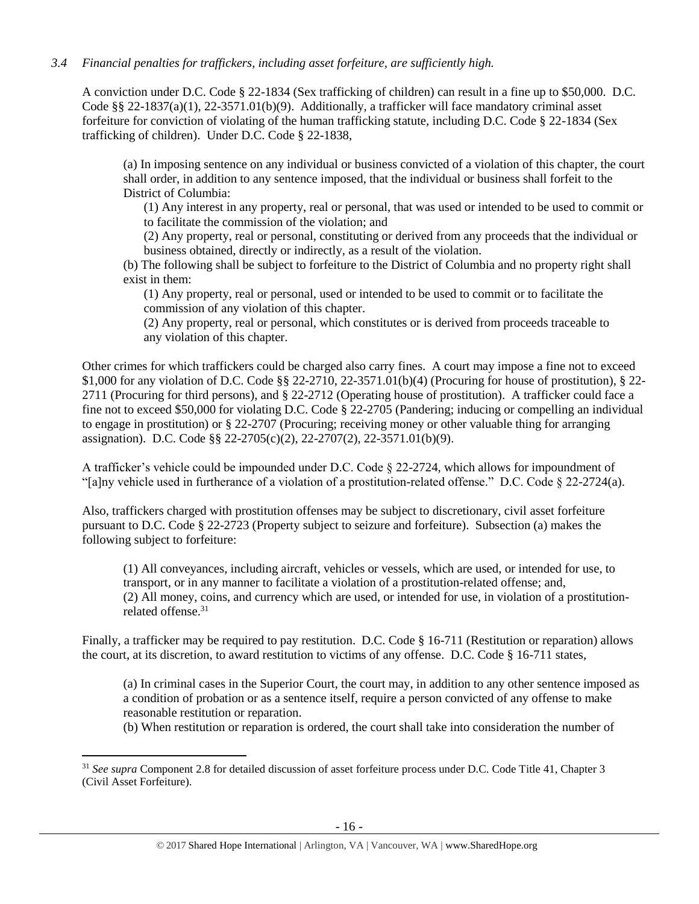*3.4 Financial penalties for traffickers, including asset forfeiture, are sufficiently high.*

A conviction under D.C. Code § 22-1834 (Sex trafficking of children) can result in a fine up to $50,000. D.C. Code §§ 22-1837(a)(1), 22-3571.01(b)(9). Additionally, a trafficker will face mandatory criminal asset forfeiture for conviction of violating of the human trafficking statute, including D.C. Code § 22-1834 (Sex trafficking of children). Under D.C. Code § 22-1838,

> (a) In imposing sentence on any individual or business convicted of a violation of this chapter, the court shall order, in addition to any sentence imposed, that the individual or business shall forfeit to the District of Columbia:
>
> (1) Any interest in any property, real or personal, that was used or intended to be used to commit or to facilitate the commission of the violation; and
>
> (2) Any property, real or personal, constituting or derived from any proceeds that the individual or business obtained, directly or indirectly, as a result of the violation.
>
> (b) The following shall be subject to forfeiture to the District of Columbia and no property right shall exist in them:
>
> (1) Any property, real or personal, used or intended to be used to commit or to facilitate the commission of any violation of this chapter.
>
> (2) Any property, real or personal, which constitutes or is derived from proceeds traceable to any violation of this chapter.

Other crimes for which traffickers could be charged also carry fines. A court may impose a fine not to exceed $1,000 for any violation of D.C. Code §§ 22-2710, 22-3571.01(b)(4) (Procuring for house of prostitution), § 22-2711 (Procuring for third persons), and § 22-2712 (Operating house of prostitution). A trafficker could face a fine not to exceed $50,000 for violating D.C. Code § 22-2705 (Pandering; inducing or compelling an individual to engage in prostitution) or § 22-2707 (Procuring; receiving money or other valuable thing for arranging assignation). D.C. Code §§ 22-2705(c)(2), 22-2707(2), 22-3571.01(b)(9).

A trafficker's vehicle could be impounded under D.C. Code § 22-2724, which allows for impoundment of "[a]ny vehicle used in furtherance of a violation of a prostitution-related offense." D.C. Code § 22-2724(a).

Also, traffickers charged with prostitution offenses may be subject to discretionary, civil asset forfeiture pursuant to D.C. Code § 22-2723 (Property subject to seizure and forfeiture). Subsection (a) makes the following subject to forfeiture:

> (1) All conveyances, including aircraft, vehicles or vessels, which are used, or intended for use, to transport, or in any manner to facilitate a violation of a prostitution-related offense; and,
>
> (2) All money, coins, and currency which are used, or intended for use, in violation of a prostitution-related offense.[31]

Finally, a trafficker may be required to pay restitution. D.C. Code § 16-711 (Restitution or reparation) allows the court, at its discretion, to award restitution to victims of any offense. D.C. Code § 16-711 states,

> (a) In criminal cases in the Superior Court, the court may, in addition to any other sentence imposed as a condition of probation or as a sentence itself, require a person convicted of any offense to make reasonable restitution or reparation.
>
> (b) When restitution or reparation is ordered, the court shall take into consideration the number of

[31] *See supra* Component 2.8 for detailed discussion of asset forfeiture process under D.C. Code Title 41, Chapter 3 (Civil Asset Forfeiture).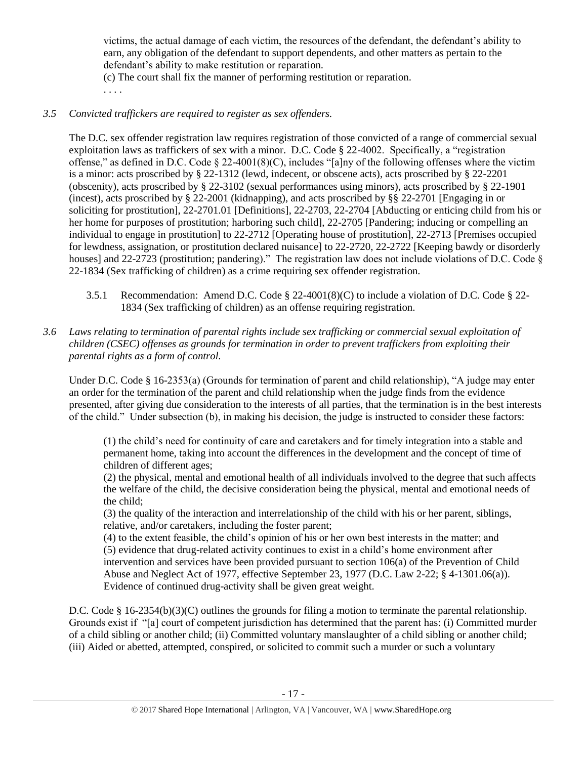victims, the actual damage of each victim, the resources of the defendant, the defendant's ability to earn, any obligation of the defendant to support dependents, and other matters as pertain to the defendant's ability to make restitution or reparation.

(c) The court shall fix the manner of performing restitution or reparation.

. . . .

*3.5 Convicted traffickers are required to register as sex offenders.*

The D.C. sex offender registration law requires registration of those convicted of a range of commercial sexual exploitation laws as traffickers of sex with a minor. D.C. Code § 22-4002. Specifically, a "registration offense," as defined in D.C. Code § 22-4001(8)(C), includes "[a]ny of the following offenses where the victim is a minor: acts proscribed by § 22-1312 (lewd, indecent, or obscene acts), acts proscribed by § 22-2201 (obscenity), acts proscribed by § 22-3102 (sexual performances using minors), acts proscribed by § 22-1901 (incest), acts proscribed by § 22-2001 (kidnapping), and acts proscribed by §§ 22-2701 [Engaging in or soliciting for prostitution], 22-2701.01 [Definitions], 22-2703, 22-2704 [Abducting or enticing child from his or her home for purposes of prostitution; harboring such child], 22-2705 [Pandering; inducing or compelling an individual to engage in prostitution] to 22-2712 [Operating house of prostitution], 22-2713 [Premises occupied for lewdness, assignation, or prostitution declared nuisance] to 22-2720, 22-2722 [Keeping bawdy or disorderly houses] and 22-2723 (prostitution; pandering)." The registration law does not include violations of D.C. Code § 22-1834 (Sex trafficking of children) as a crime requiring sex offender registration.

3.5.1 Recommendation: Amend D.C. Code § 22-4001(8)(C) to include a violation of D.C. Code § 22-1834 (Sex trafficking of children) as an offense requiring registration.

*3.6 Laws relating to termination of parental rights include sex trafficking or commercial sexual exploitation of children (CSEC) offenses as grounds for termination in order to prevent traffickers from exploiting their parental rights as a form of control.*

Under D.C. Code § 16-2353(a) (Grounds for termination of parent and child relationship), "A judge may enter an order for the termination of the parent and child relationship when the judge finds from the evidence presented, after giving due consideration to the interests of all parties, that the termination is in the best interests of the child." Under subsection (b), in making his decision, the judge is instructed to consider these factors:

> (1) the child's need for continuity of care and caretakers and for timely integration into a stable and permanent home, taking into account the differences in the development and the concept of time of children of different ages;
>
> (2) the physical, mental and emotional health of all individuals involved to the degree that such affects the welfare of the child, the decisive consideration being the physical, mental and emotional needs of the child;
>
> (3) the quality of the interaction and interrelationship of the child with his or her parent, siblings, relative, and/or caretakers, including the foster parent;
>
> (4) to the extent feasible, the child's opinion of his or her own best interests in the matter; and
>
> (5) evidence that drug-related activity continues to exist in a child's home environment after intervention and services have been provided pursuant to section 106(a) of the Prevention of Child Abuse and Neglect Act of 1977, effective September 23, 1977 (D.C. Law 2-22; § 4-1301.06(a)). Evidence of continued drug-activity shall be given great weight.

D.C. Code § 16-2354(b)(3)(C) outlines the grounds for filing a motion to terminate the parental relationship. Grounds exist if "[a] court of competent jurisdiction has determined that the parent has: (i) Committed murder of a child sibling or another child; (ii) Committed voluntary manslaughter of a child sibling or another child; (iii) Aided or abetted, attempted, conspired, or solicited to commit such a murder or such a voluntary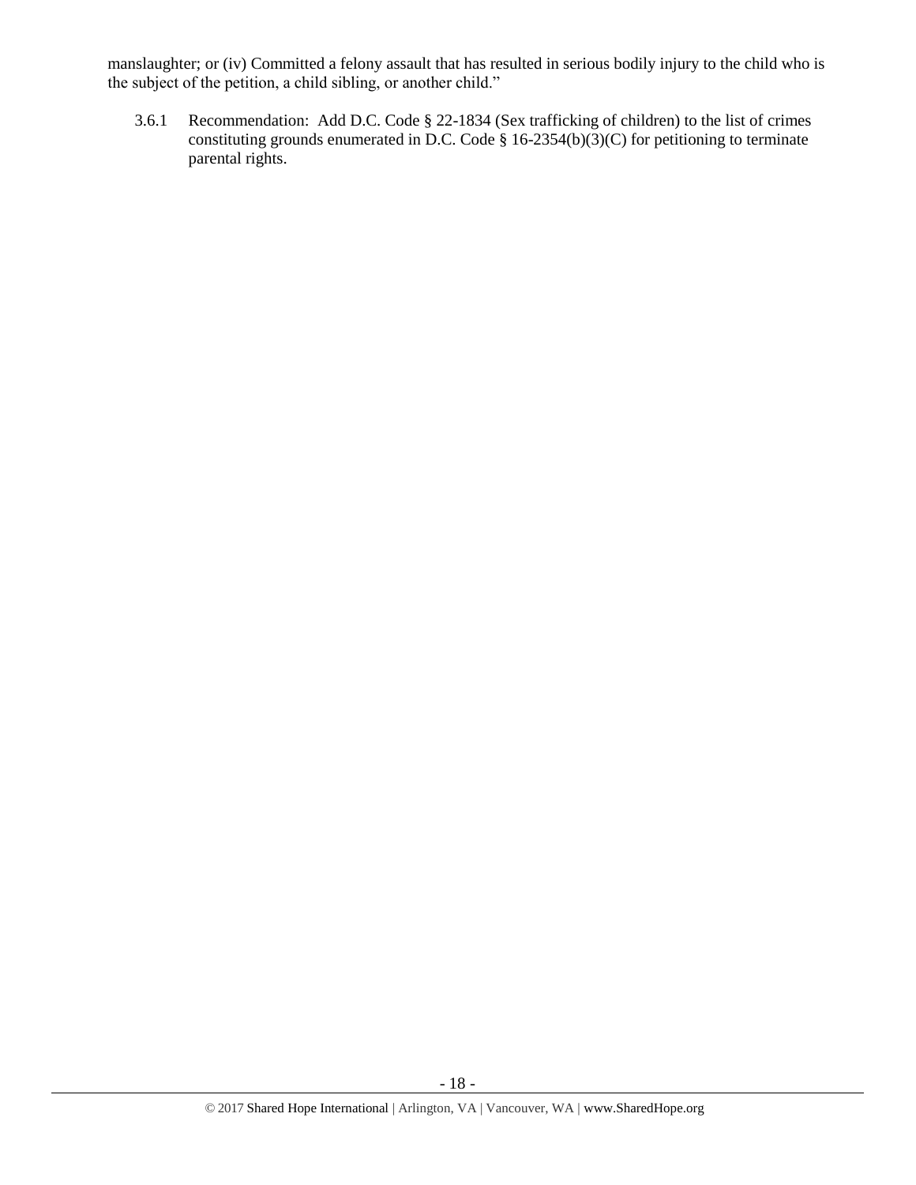manslaughter; or (iv) Committed a felony assault that has resulted in serious bodily injury to the child who is the subject of the petition, a child sibling, or another child."

3.6.1 Recommendation: Add D.C. Code § 22-1834 (Sex trafficking of children) to the list of crimes constituting grounds enumerated in D.C. Code § 16-2354(b)(3)(C) for petitioning to terminate parental rights.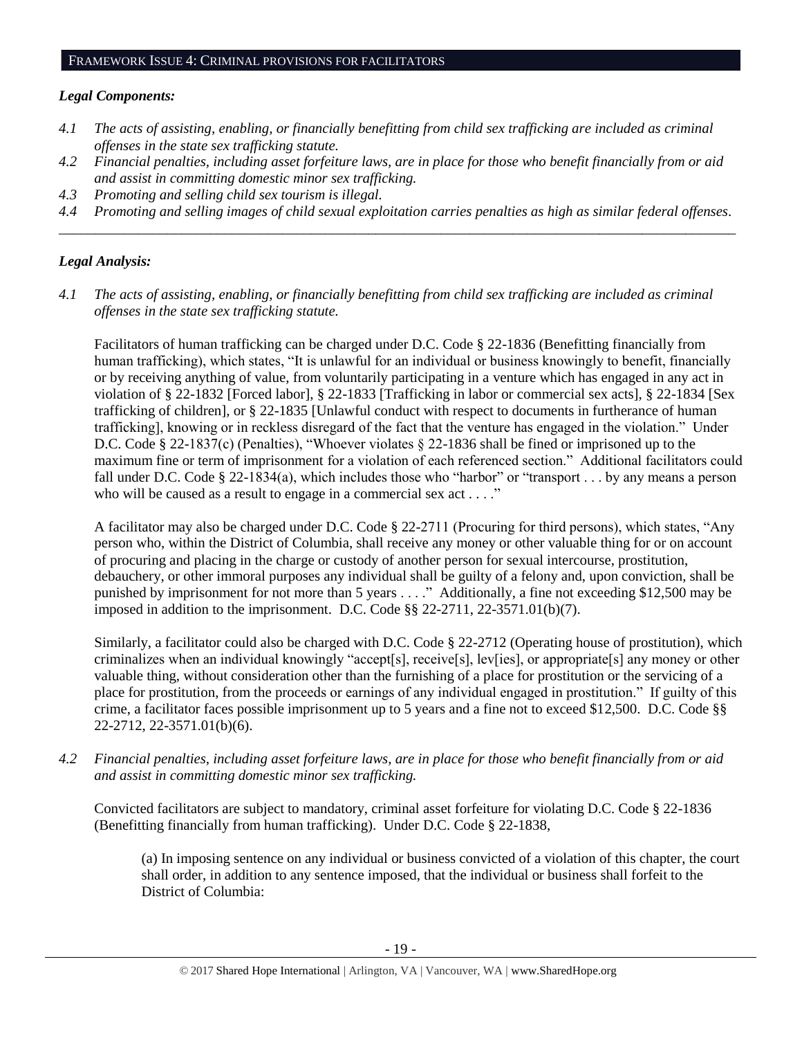## FRAMEWORK ISSUE 4: CRIMINAL PROVISIONS FOR FACILITATORS

### *Legal Components:*

*4.1 The acts of assisting, enabling, or financially benefitting from child sex trafficking are included as criminal offenses in the state sex trafficking statute.*

*4.2 Financial penalties, including asset forfeiture laws, are in place for those who benefit financially from or aid and assist in committing domestic minor sex trafficking.*

*4.3 Promoting and selling child sex tourism is illegal.*

*4.4 Promoting and selling images of child sexual exploitation carries penalties as high as similar federal offenses.*

---

### *Legal Analysis:*

*4.1 The acts of assisting, enabling, or financially benefitting from child sex trafficking are included as criminal offenses in the state sex trafficking statute.*

Facilitators of human trafficking can be charged under D.C. Code § 22-1836 (Benefitting financially from human trafficking), which states, "It is unlawful for an individual or business knowingly to benefit, financially or by receiving anything of value, from voluntarily participating in a venture which has engaged in any act in violation of § 22-1832 [Forced labor], § 22-1833 [Trafficking in labor or commercial sex acts], § 22-1834 [Sex trafficking of children], or § 22-1835 [Unlawful conduct with respect to documents in furtherance of human trafficking], knowing or in reckless disregard of the fact that the venture has engaged in the violation." Under D.C. Code § 22-1837(c) (Penalties), "Whoever violates § 22-1836 shall be fined or imprisoned up to the maximum fine or term of imprisonment for a violation of each referenced section." Additional facilitators could fall under D.C. Code § 22-1834(a), which includes those who "harbor" or "transport . . . by any means a person who will be caused as a result to engage in a commercial sex act . . . ."

A facilitator may also be charged under D.C. Code § 22-2711 (Procuring for third persons), which states, "Any person who, within the District of Columbia, shall receive any money or other valuable thing for or on account of procuring and placing in the charge or custody of another person for sexual intercourse, prostitution, debauchery, or other immoral purposes any individual shall be guilty of a felony and, upon conviction, shall be punished by imprisonment for not more than 5 years . . . ." Additionally, a fine not exceeding $12,500 may be imposed in addition to the imprisonment. D.C. Code §§ 22-2711, 22-3571.01(b)(7).

Similarly, a facilitator could also be charged with D.C. Code § 22-2712 (Operating house of prostitution), which criminalizes when an individual knowingly "accept[s], receive[s], lev[ies], or appropriate[s] any money or other valuable thing, without consideration other than the furnishing of a place for prostitution or the servicing of a place for prostitution, from the proceeds or earnings of any individual engaged in prostitution." If guilty of this crime, a facilitator faces possible imprisonment up to 5 years and a fine not to exceed $12,500. D.C. Code §§ 22-2712, 22-3571.01(b)(6).

*4.2 Financial penalties, including asset forfeiture laws, are in place for those who benefit financially from or aid and assist in committing domestic minor sex trafficking.*

Convicted facilitators are subject to mandatory, criminal asset forfeiture for violating D.C. Code § 22-1836 (Benefitting financially from human trafficking). Under D.C. Code § 22-1838,

> (a) In imposing sentence on any individual or business convicted of a violation of this chapter, the court shall order, in addition to any sentence imposed, that the individual or business shall forfeit to the District of Columbia: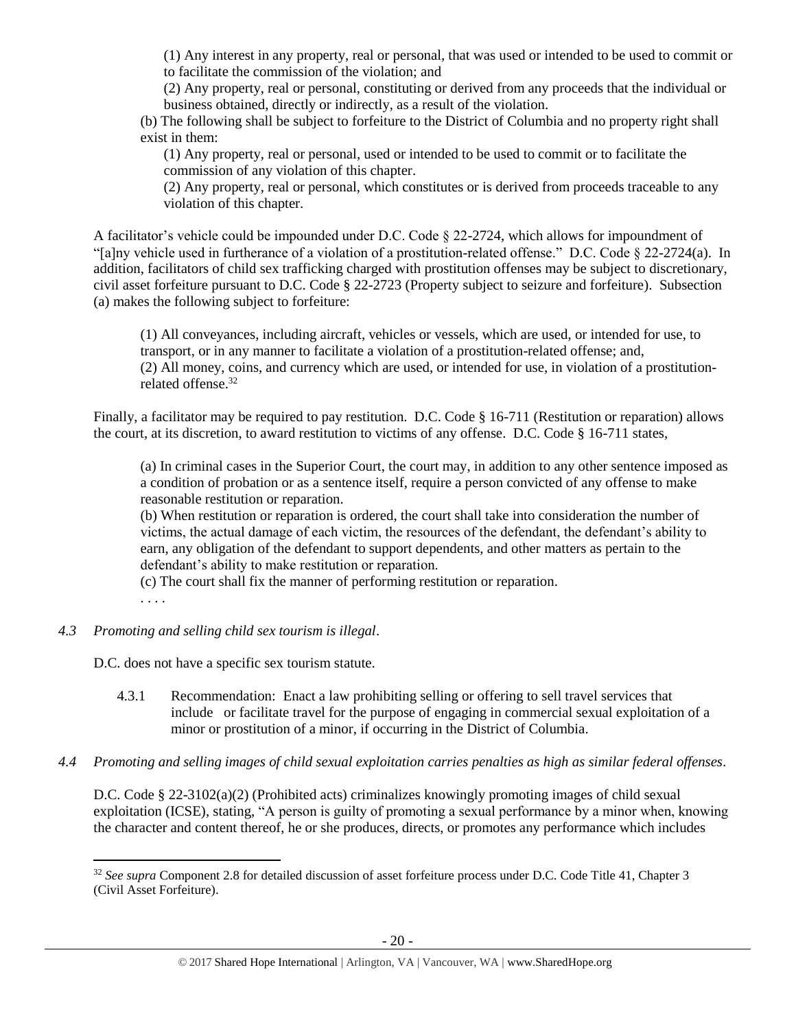(1) Any interest in any property, real or personal, that was used or intended to be used to commit or to facilitate the commission of the violation; and

(2) Any property, real or personal, constituting or derived from any proceeds that the individual or business obtained, directly or indirectly, as a result of the violation.

(b) The following shall be subject to forfeiture to the District of Columbia and no property right shall exist in them:

(1) Any property, real or personal, used or intended to be used to commit or to facilitate the commission of any violation of this chapter.

(2) Any property, real or personal, which constitutes or is derived from proceeds traceable to any violation of this chapter.

A facilitator's vehicle could be impounded under D.C. Code § 22-2724, which allows for impoundment of "[a]ny vehicle used in furtherance of a violation of a prostitution-related offense." D.C. Code § 22-2724(a). In addition, facilitators of child sex trafficking charged with prostitution offenses may be subject to discretionary, civil asset forfeiture pursuant to D.C. Code § 22-2723 (Property subject to seizure and forfeiture). Subsection (a) makes the following subject to forfeiture:

(1) All conveyances, including aircraft, vehicles or vessels, which are used, or intended for use, to transport, or in any manner to facilitate a violation of a prostitution-related offense; and,
(2) All money, coins, and currency which are used, or intended for use, in violation of a prostitution-related offense.[32]

Finally, a facilitator may be required to pay restitution. D.C. Code § 16-711 (Restitution or reparation) allows the court, at its discretion, to award restitution to victims of any offense. D.C. Code § 16-711 states,

(a) In criminal cases in the Superior Court, the court may, in addition to any other sentence imposed as a condition of probation or as a sentence itself, require a person convicted of any offense to make reasonable restitution or reparation.

(b) When restitution or reparation is ordered, the court shall take into consideration the number of victims, the actual damage of each victim, the resources of the defendant, the defendant's ability to earn, any obligation of the defendant to support dependents, and other matters as pertain to the defendant's ability to make restitution or reparation.

(c) The court shall fix the manner of performing restitution or reparation.

. . . .

*4.3 Promoting and selling child sex tourism is illegal*.

D.C. does not have a specific sex tourism statute.

4.3.1 Recommendation: Enact a law prohibiting selling or offering to sell travel services that include or facilitate travel for the purpose of engaging in commercial sexual exploitation of a minor or prostitution of a minor, if occurring in the District of Columbia.

*4.4 Promoting and selling images of child sexual exploitation carries penalties as high as similar federal offenses*.

D.C. Code § 22-3102(a)(2) (Prohibited acts) criminalizes knowingly promoting images of child sexual exploitation (ICSE), stating, "A person is guilty of promoting a sexual performance by a minor when, knowing the character and content thereof, he or she produces, directs, or promotes any performance which includes

[32] *See supra* Component 2.8 for detailed discussion of asset forfeiture process under D.C. Code Title 41, Chapter 3 (Civil Asset Forfeiture).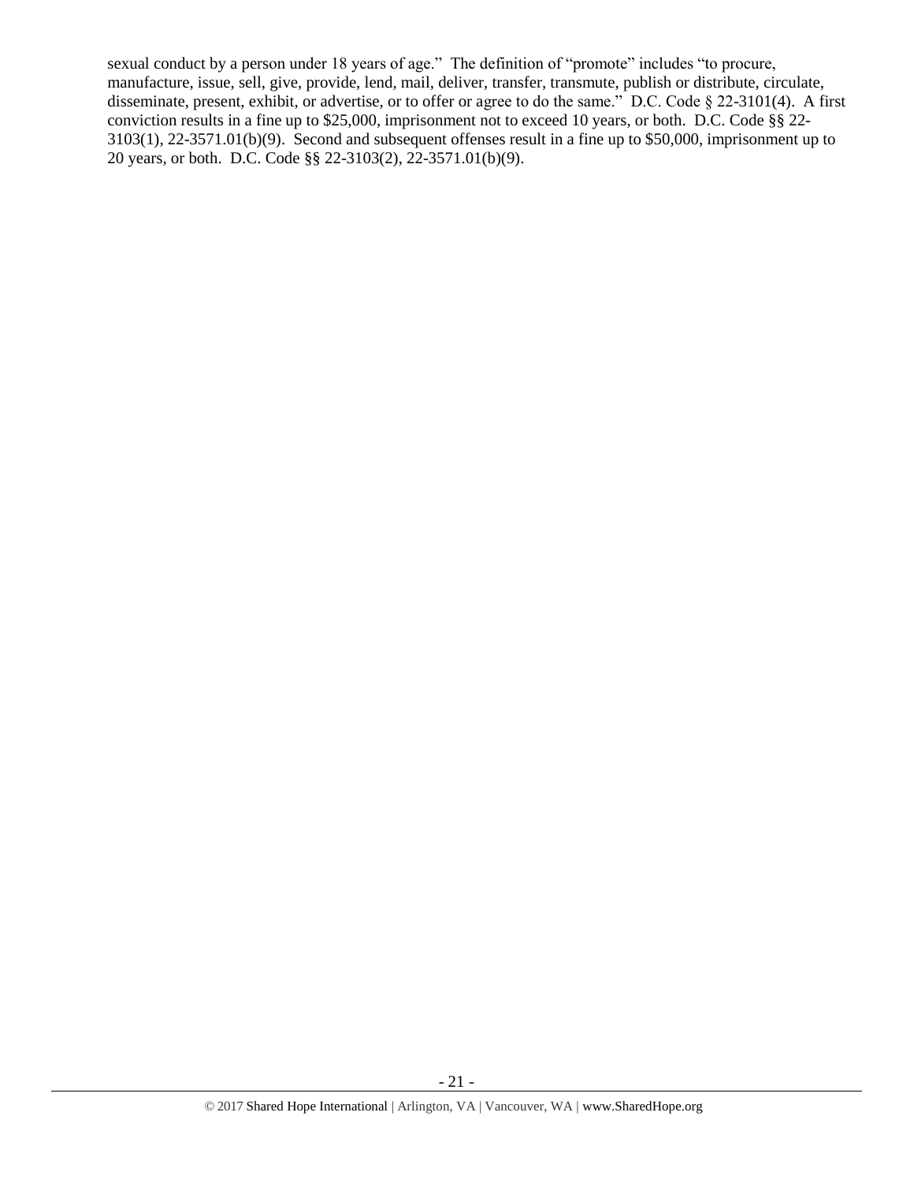sexual conduct by a person under 18 years of age." The definition of "promote" includes "to procure, manufacture, issue, sell, give, provide, lend, mail, deliver, transfer, transmute, publish or distribute, circulate, disseminate, present, exhibit, or advertise, or to offer or agree to do the same." D.C. Code § 22-3101(4). A first conviction results in a fine up to $25,000, imprisonment not to exceed 10 years, or both. D.C. Code §§ 22-3103(1), 22-3571.01(b)(9). Second and subsequent offenses result in a fine up to $50,000, imprisonment up to 20 years, or both. D.C. Code §§ 22-3103(2), 22-3571.01(b)(9).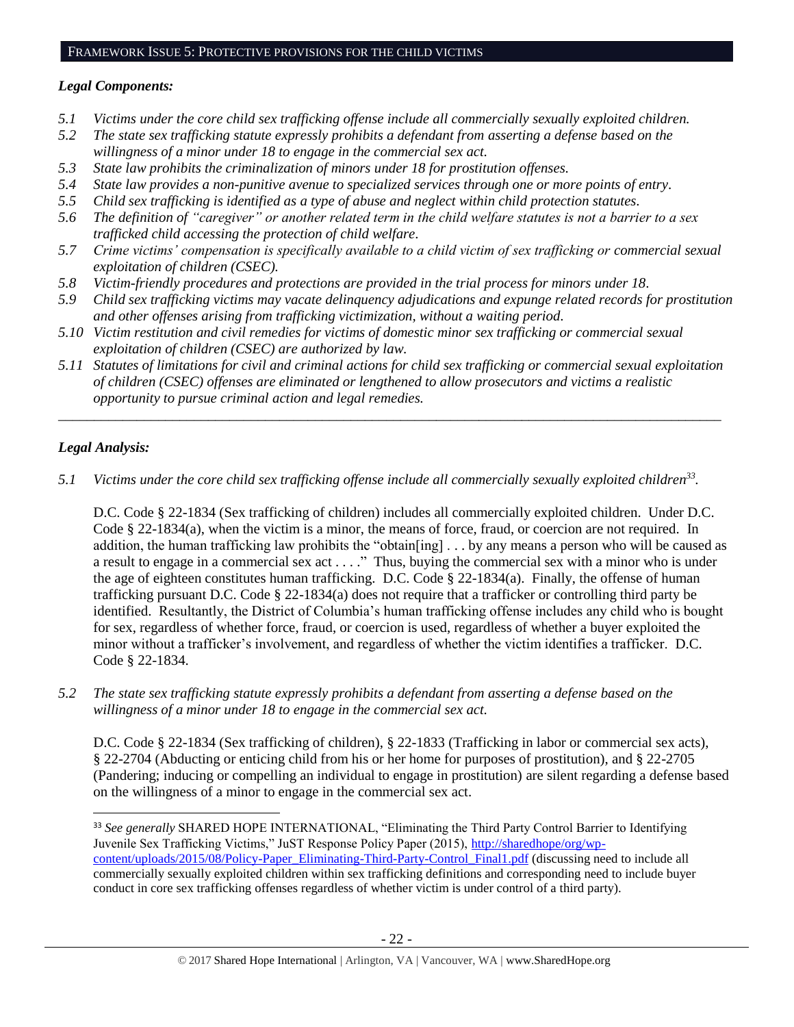## FRAMEWORK ISSUE 5: PROTECTIVE PROVISIONS FOR THE CHILD VICTIMS

***Legal Components:***

- *5.1 Victims under the core child sex trafficking offense include all commercially sexually exploited children.*
- *5.2 The state sex trafficking statute expressly prohibits a defendant from asserting a defense based on the willingness of a minor under 18 to engage in the commercial sex act.*
- *5.3 State law prohibits the criminalization of minors under 18 for prostitution offenses.*
- *5.4 State law provides a non-punitive avenue to specialized services through one or more points of entry.*
- *5.5 Child sex trafficking is identified as a type of abuse and neglect within child protection statutes.*
- *5.6 The definition of "caregiver" or another related term in the child welfare statutes is not a barrier to a sex trafficked child accessing the protection of child welfare.*
- *5.7 Crime victims' compensation is specifically available to a child victim of sex trafficking or commercial sexual exploitation of children (CSEC).*
- *5.8 Victim-friendly procedures and protections are provided in the trial process for minors under 18.*
- *5.9 Child sex trafficking victims may vacate delinquency adjudications and expunge related records for prostitution and other offenses arising from trafficking victimization, without a waiting period.*
- *5.10 Victim restitution and civil remedies for victims of domestic minor sex trafficking or commercial sexual exploitation of children (CSEC) are authorized by law.*
- *5.11 Statutes of limitations for civil and criminal actions for child sex trafficking or commercial sexual exploitation of children (CSEC) offenses are eliminated or lengthened to allow prosecutors and victims a realistic opportunity to pursue criminal action and legal remedies.*

---

***Legal Analysis:***

*5.1 Victims under the core child sex trafficking offense include all commercially sexually exploited children*[33]*.*

D.C. Code § 22-1834 (Sex trafficking of children) includes all commercially exploited children. Under D.C. Code § 22-1834(a), when the victim is a minor, the means of force, fraud, or coercion are not required. In addition, the human trafficking law prohibits the "obtain[ing] . . . by any means a person who will be caused as a result to engage in a commercial sex act . . . ." Thus, buying the commercial sex with a minor who is under the age of eighteen constitutes human trafficking. D.C. Code § 22-1834(a). Finally, the offense of human trafficking pursuant D.C. Code § 22-1834(a) does not require that a trafficker or controlling third party be identified. Resultantly, the District of Columbia's human trafficking offense includes any child who is bought for sex, regardless of whether force, fraud, or coercion is used, regardless of whether a buyer exploited the minor without a trafficker's involvement, and regardless of whether the victim identifies a trafficker. D.C. Code § 22-1834.

*5.2 The state sex trafficking statute expressly prohibits a defendant from asserting a defense based on the willingness of a minor under 18 to engage in the commercial sex act.*

D.C. Code § 22-1834 (Sex trafficking of children), § 22-1833 (Trafficking in labor or commercial sex acts), § 22-2704 (Abducting or enticing child from his or her home for purposes of prostitution), and § 22-2705 (Pandering; inducing or compelling an individual to engage in prostitution) are silent regarding a defense based on the willingness of a minor to engage in the commercial sex act.

---

[33] *See generally* SHARED HOPE INTERNATIONAL, "Eliminating the Third Party Control Barrier to Identifying Juvenile Sex Trafficking Victims," JuST Response Policy Paper (2015), http://sharedhope/org/wp-content/uploads/2015/08/Policy-Paper_Eliminating-Third-Party-Control_Final1.pdf (discussing need to include all commercially sexually exploited children within sex trafficking definitions and corresponding need to include buyer conduct in core sex trafficking offenses regardless of whether victim is under control of a third party).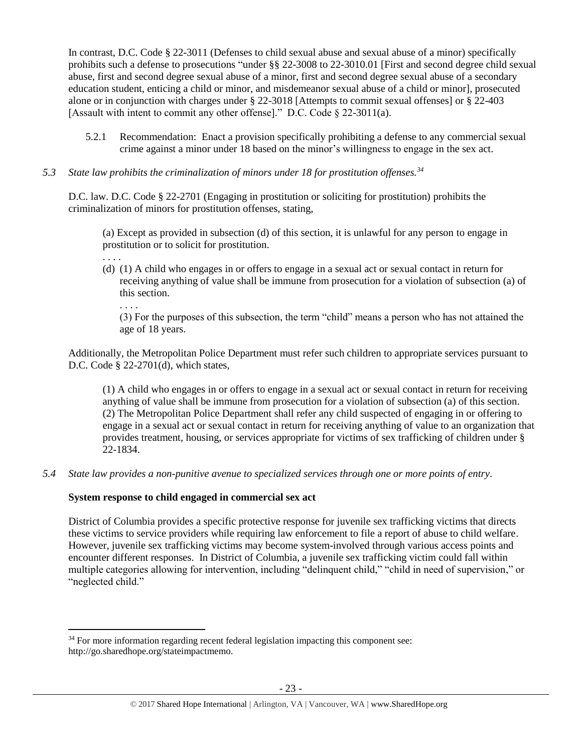In contrast, D.C. Code § 22-3011 (Defenses to child sexual abuse and sexual abuse of a minor) specifically prohibits such a defense to prosecutions "under §§ 22-3008 to 22-3010.01 [First and second degree child sexual abuse, first and second degree sexual abuse of a minor, first and second degree sexual abuse of a secondary education student, enticing a child or minor, and misdemeanor sexual abuse of a child or minor], prosecuted alone or in conjunction with charges under § 22-3018 [Attempts to commit sexual offenses] or § 22-403 [Assault with intent to commit any other offense]." D.C. Code § 22-3011(a).

5.2.1 Recommendation: Enact a provision specifically prohibiting a defense to any commercial sexual crime against a minor under 18 based on the minor's willingness to engage in the sex act.

*5.3 State law prohibits the criminalization of minors under 18 for prostitution offenses.*[34]

D.C. law. D.C. Code § 22-2701 (Engaging in prostitution or soliciting for prostitution) prohibits the criminalization of minors for prostitution offenses, stating,

> (a) Except as provided in subsection (d) of this section, it is unlawful for any person to engage in prostitution or to solicit for prostitution.
>
> . . . .
>
> (d) (1) A child who engages in or offers to engage in a sexual act or sexual contact in return for receiving anything of value shall be immune from prosecution for a violation of subsection (a) of this section.
>
> . . . .
>
> (3) For the purposes of this subsection, the term "child" means a person who has not attained the age of 18 years.

Additionally, the Metropolitan Police Department must refer such children to appropriate services pursuant to D.C. Code § 22-2701(d), which states,

> (1) A child who engages in or offers to engage in a sexual act or sexual contact in return for receiving anything of value shall be immune from prosecution for a violation of subsection (a) of this section.
> (2) The Metropolitan Police Department shall refer any child suspected of engaging in or offering to engage in a sexual act or sexual contact in return for receiving anything of value to an organization that provides treatment, housing, or services appropriate for victims of sex trafficking of children under § 22-1834.

*5.4 State law provides a non-punitive avenue to specialized services through one or more points of entry.*

**System response to child engaged in commercial sex act**

District of Columbia provides a specific protective response for juvenile sex trafficking victims that directs these victims to service providers while requiring law enforcement to file a report of abuse to child welfare. However, juvenile sex trafficking victims may become system-involved through various access points and encounter different responses. In District of Columbia, a juvenile sex trafficking victim could fall within multiple categories allowing for intervention, including "delinquent child," "child in need of supervision," or "neglected child."

[34] For more information regarding recent federal legislation impacting this component see: http://go.sharedhope.org/stateimpactmemo.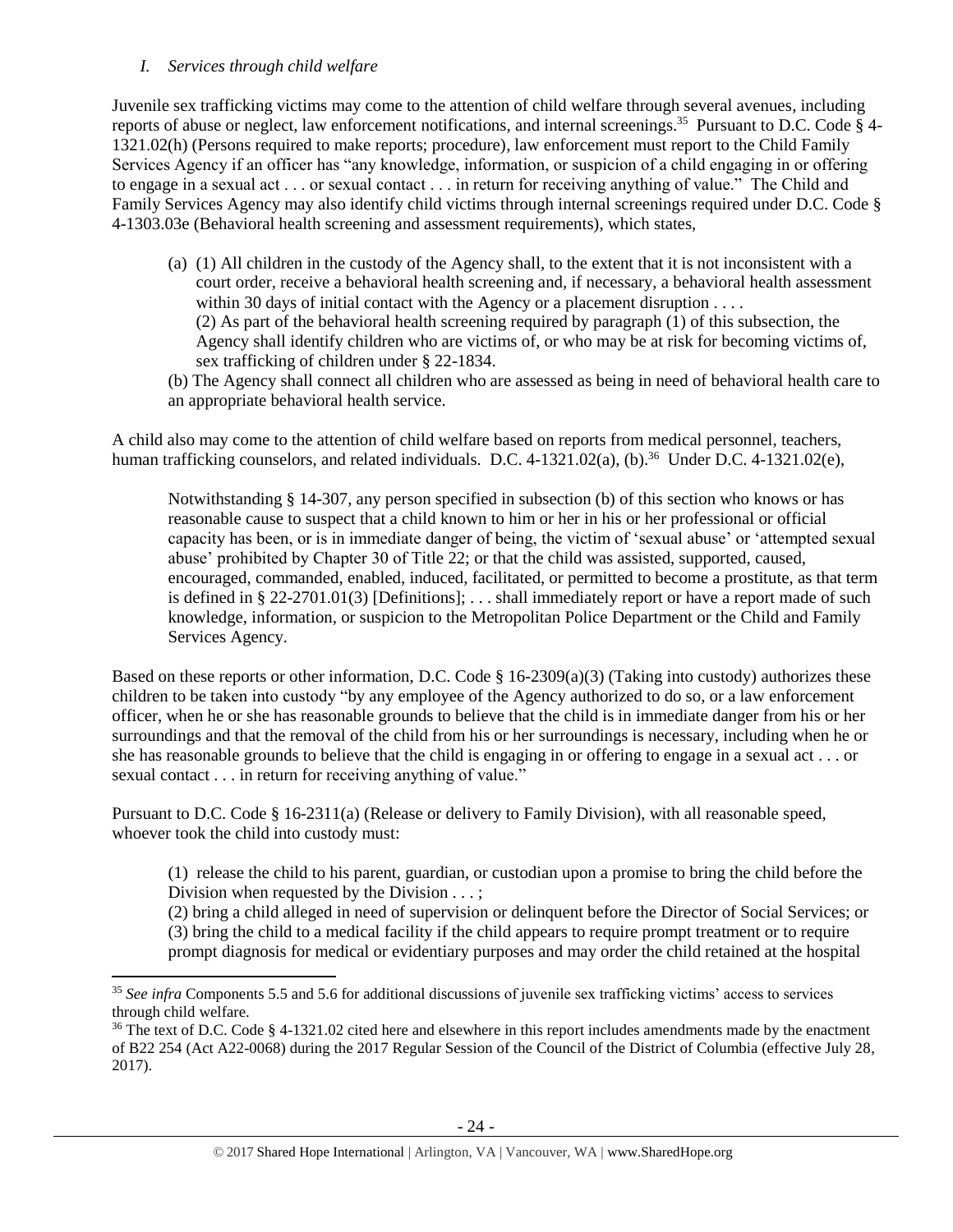### *I. Services through child welfare*

Juvenile sex trafficking victims may come to the attention of child welfare through several avenues, including reports of abuse or neglect, law enforcement notifications, and internal screenings.[35] Pursuant to D.C. Code § 4-1321.02(h) (Persons required to make reports; procedure), law enforcement must report to the Child Family Services Agency if an officer has "any knowledge, information, or suspicion of a child engaging in or offering to engage in a sexual act . . . or sexual contact . . . in return for receiving anything of value." The Child and Family Services Agency may also identify child victims through internal screenings required under D.C. Code § 4-1303.03e (Behavioral health screening and assessment requirements), which states,

> (a) (1) All children in the custody of the Agency shall, to the extent that it is not inconsistent with a court order, receive a behavioral health screening and, if necessary, a behavioral health assessment within 30 days of initial contact with the Agency or a placement disruption . . . .
> (2) As part of the behavioral health screening required by paragraph (1) of this subsection, the Agency shall identify children who are victims of, or who may be at risk for becoming victims of, sex trafficking of children under § 22-1834.
>
> (b) The Agency shall connect all children who are assessed as being in need of behavioral health care to an appropriate behavioral health service.

A child also may come to the attention of child welfare based on reports from medical personnel, teachers, human trafficking counselors, and related individuals. D.C. 4-1321.02(a), (b).[36] Under D.C. 4-1321.02(e),

> Notwithstanding § 14-307, any person specified in subsection (b) of this section who knows or has reasonable cause to suspect that a child known to him or her in his or her professional or official capacity has been, or is in immediate danger of being, the victim of 'sexual abuse' or 'attempted sexual abuse' prohibited by Chapter 30 of Title 22; or that the child was assisted, supported, caused, encouraged, commanded, enabled, induced, facilitated, or permitted to become a prostitute, as that term is defined in § 22-2701.01(3) [Definitions]; . . . shall immediately report or have a report made of such knowledge, information, or suspicion to the Metropolitan Police Department or the Child and Family Services Agency.

Based on these reports or other information, D.C. Code § 16-2309(a)(3) (Taking into custody) authorizes these children to be taken into custody "by any employee of the Agency authorized to do so, or a law enforcement officer, when he or she has reasonable grounds to believe that the child is in immediate danger from his or her surroundings and that the removal of the child from his or her surroundings is necessary, including when he or she has reasonable grounds to believe that the child is engaging in or offering to engage in a sexual act . . . or sexual contact . . . in return for receiving anything of value."

Pursuant to D.C. Code § 16-2311(a) (Release or delivery to Family Division), with all reasonable speed, whoever took the child into custody must:

> (1) release the child to his parent, guardian, or custodian upon a promise to bring the child before the Division when requested by the Division . . . ;
> (2) bring a child alleged in need of supervision or delinquent before the Director of Social Services; or
> (3) bring the child to a medical facility if the child appears to require prompt treatment or to require prompt diagnosis for medical or evidentiary purposes and may order the child retained at the hospital

---

[35] *See infra* Components 5.5 and 5.6 for additional discussions of juvenile sex trafficking victims' access to services through child welfare.

[36] The text of D.C. Code § 4-1321.02 cited here and elsewhere in this report includes amendments made by the enactment of B22 254 (Act A22-0068) during the 2017 Regular Session of the Council of the District of Columbia (effective July 28, 2017).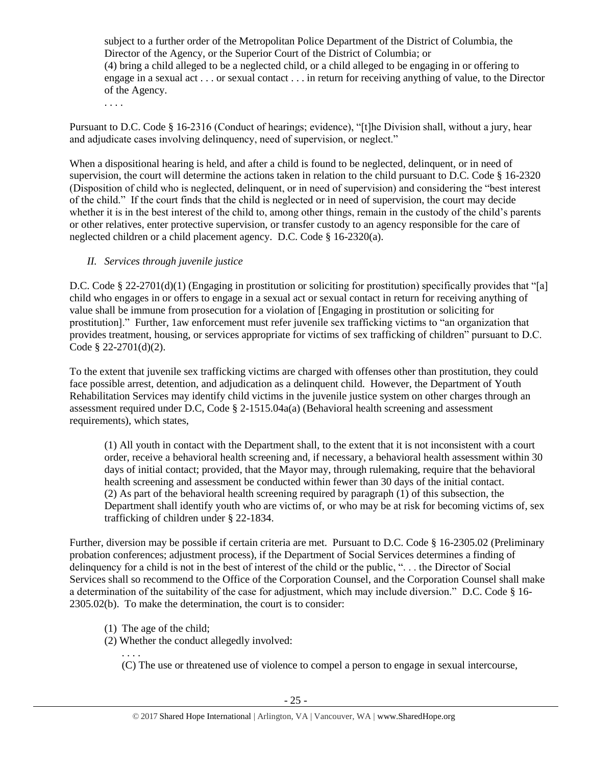subject to a further order of the Metropolitan Police Department of the District of Columbia, the Director of the Agency, or the Superior Court of the District of Columbia; or
(4) bring a child alleged to be a neglected child, or a child alleged to be engaging in or offering to engage in a sexual act . . . or sexual contact . . . in return for receiving anything of value, to the Director of the Agency.
. . . .

Pursuant to D.C. Code § 16-2316 (Conduct of hearings; evidence), "[t]he Division shall, without a jury, hear and adjudicate cases involving delinquency, need of supervision, or neglect."

When a dispositional hearing is held, and after a child is found to be neglected, delinquent, or in need of supervision, the court will determine the actions taken in relation to the child pursuant to D.C. Code § 16-2320 (Disposition of child who is neglected, delinquent, or in need of supervision) and considering the "best interest of the child." If the court finds that the child is neglected or in need of supervision, the court may decide whether it is in the best interest of the child to, among other things, remain in the custody of the child's parents or other relatives, enter protective supervision, or transfer custody to an agency responsible for the care of neglected children or a child placement agency. D.C. Code § 16-2320(a).

*II. Services through juvenile justice*

D.C. Code § 22-2701(d)(1) (Engaging in prostitution or soliciting for prostitution) specifically provides that "[a] child who engages in or offers to engage in a sexual act or sexual contact in return for receiving anything of value shall be immune from prosecution for a violation of [Engaging in prostitution or soliciting for prostitution]." Further, 1aw enforcement must refer juvenile sex trafficking victims to "an organization that provides treatment, housing, or services appropriate for victims of sex trafficking of children" pursuant to D.C. Code § 22-2701(d)(2).

To the extent that juvenile sex trafficking victims are charged with offenses other than prostitution, they could face possible arrest, detention, and adjudication as a delinquent child. However, the Department of Youth Rehabilitation Services may identify child victims in the juvenile justice system on other charges through an assessment required under D.C, Code § 2-1515.04a(a) (Behavioral health screening and assessment requirements), which states,

(1) All youth in contact with the Department shall, to the extent that it is not inconsistent with a court order, receive a behavioral health screening and, if necessary, a behavioral health assessment within 30 days of initial contact; provided, that the Mayor may, through rulemaking, require that the behavioral health screening and assessment be conducted within fewer than 30 days of the initial contact.
(2) As part of the behavioral health screening required by paragraph (1) of this subsection, the Department shall identify youth who are victims of, or who may be at risk for becoming victims of, sex trafficking of children under § 22-1834.

Further, diversion may be possible if certain criteria are met. Pursuant to D.C. Code § 16-2305.02 (Preliminary probation conferences; adjustment process), if the Department of Social Services determines a finding of delinquency for a child is not in the best of interest of the child or the public, ". . . the Director of Social Services shall so recommend to the Office of the Corporation Counsel, and the Corporation Counsel shall make a determination of the suitability of the case for adjustment, which may include diversion." D.C. Code § 16-2305.02(b). To make the determination, the court is to consider:

(1) The age of the child;
(2) Whether the conduct allegedly involved:
. . . .
(C) The use or threatened use of violence to compel a person to engage in sexual intercourse,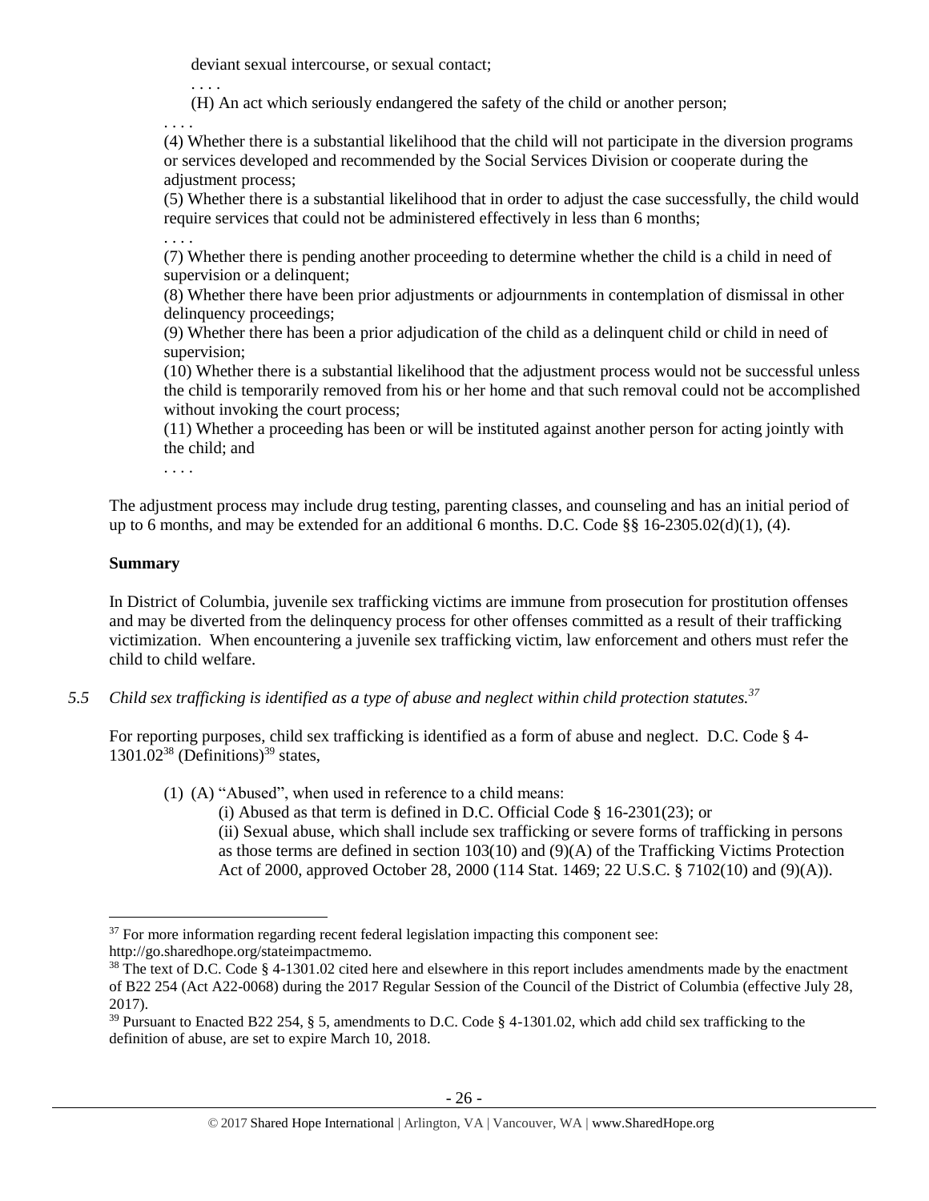deviant sexual intercourse, or sexual contact;

. . . .

(H) An act which seriously endangered the safety of the child or another person;

. . . .

(4) Whether there is a substantial likelihood that the child will not participate in the diversion programs or services developed and recommended by the Social Services Division or cooperate during the adjustment process;

(5) Whether there is a substantial likelihood that in order to adjust the case successfully, the child would require services that could not be administered effectively in less than 6 months;

. . . .

(7) Whether there is pending another proceeding to determine whether the child is a child in need of supervision or a delinquent;

(8) Whether there have been prior adjustments or adjournments in contemplation of dismissal in other delinquency proceedings;

(9) Whether there has been a prior adjudication of the child as a delinquent child or child in need of supervision;

(10) Whether there is a substantial likelihood that the adjustment process would not be successful unless the child is temporarily removed from his or her home and that such removal could not be accomplished without invoking the court process;

(11) Whether a proceeding has been or will be instituted against another person for acting jointly with the child; and

. . . .

The adjustment process may include drug testing, parenting classes, and counseling and has an initial period of up to 6 months, and may be extended for an additional 6 months. D.C. Code §§ 16-2305.02(d)(1), (4).

**Summary**

In District of Columbia, juvenile sex trafficking victims are immune from prosecution for prostitution offenses and may be diverted from the delinquency process for other offenses committed as a result of their trafficking victimization. When encountering a juvenile sex trafficking victim, law enforcement and others must refer the child to child welfare.

*5.5 Child sex trafficking is identified as a type of abuse and neglect within child protection statutes.*[37]

For reporting purposes, child sex trafficking is identified as a form of abuse and neglect. D.C. Code § 4-1301.02[38] (Definitions)[39] states,

(1) (A) "Abused", when used in reference to a child means:

(i) Abused as that term is defined in D.C. Official Code § 16-2301(23); or

(ii) Sexual abuse, which shall include sex trafficking or severe forms of trafficking in persons as those terms are defined in section 103(10) and (9)(A) of the Trafficking Victims Protection Act of 2000, approved October 28, 2000 (114 Stat. 1469; 22 U.S.C. § 7102(10) and (9)(A)).

---

[37] For more information regarding recent federal legislation impacting this component see: http://go.sharedhope.org/stateimpactmemo.

[38] The text of D.C. Code § 4-1301.02 cited here and elsewhere in this report includes amendments made by the enactment of B22 254 (Act A22-0068) during the 2017 Regular Session of the Council of the District of Columbia (effective July 28, 2017).

[39] Pursuant to Enacted B22 254, § 5, amendments to D.C. Code § 4-1301.02, which add child sex trafficking to the definition of abuse, are set to expire March 10, 2018.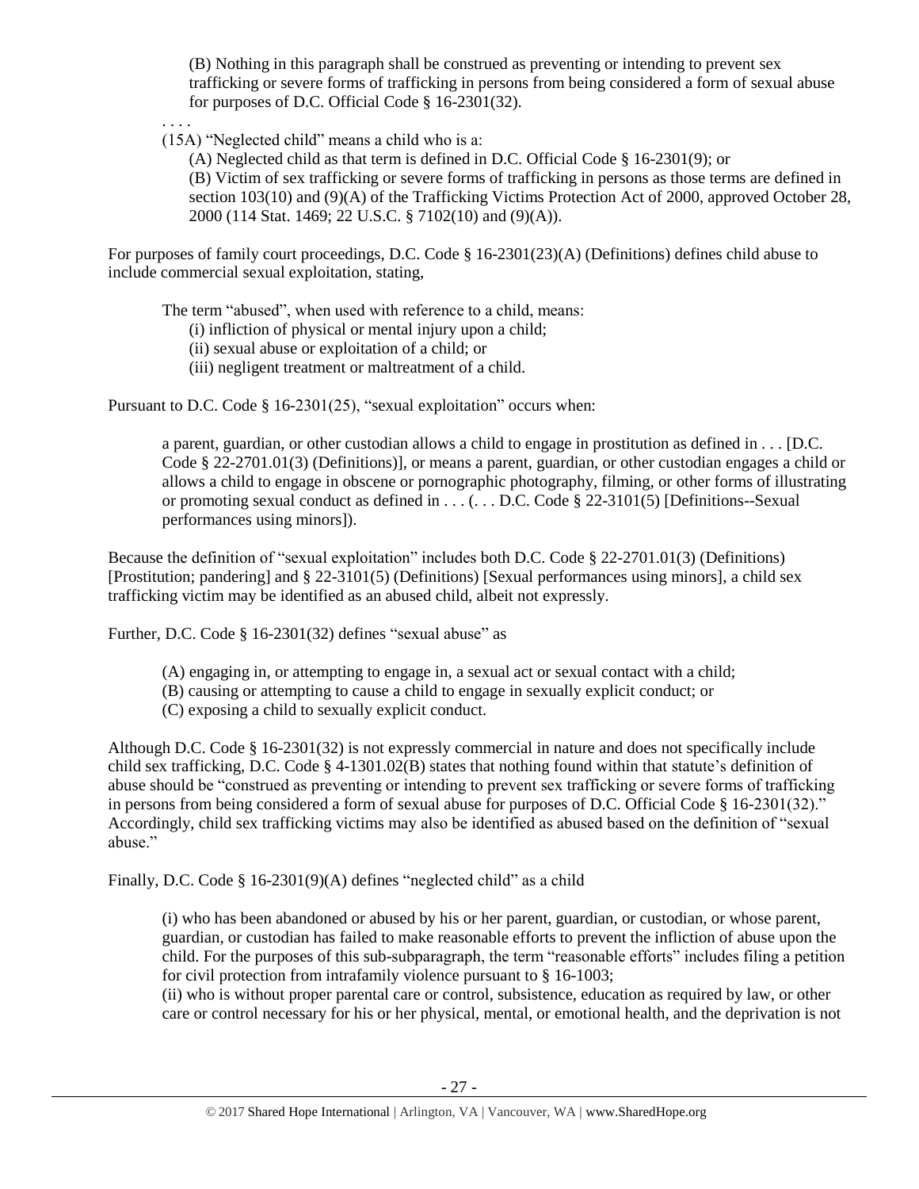(B) Nothing in this paragraph shall be construed as preventing or intending to prevent sex trafficking or severe forms of trafficking in persons from being considered a form of sexual abuse for purposes of D.C. Official Code § 16-2301(32).

. . . .

(15A) "Neglected child" means a child who is a:

(A) Neglected child as that term is defined in D.C. Official Code § 16-2301(9); or

(B) Victim of sex trafficking or severe forms of trafficking in persons as those terms are defined in section 103(10) and (9)(A) of the Trafficking Victims Protection Act of 2000, approved October 28, 2000 (114 Stat. 1469; 22 U.S.C. § 7102(10) and (9)(A)).

For purposes of family court proceedings, D.C. Code § 16-2301(23)(A) (Definitions) defines child abuse to include commercial sexual exploitation, stating,

> The term "abused", when used with reference to a child, means:
>
> (i) infliction of physical or mental injury upon a child;
>
> (ii) sexual abuse or exploitation of a child; or
>
> (iii) negligent treatment or maltreatment of a child.

Pursuant to D.C. Code § 16-2301(25), "sexual exploitation" occurs when:

> a parent, guardian, or other custodian allows a child to engage in prostitution as defined in . . . [D.C. Code § 22-2701.01(3) (Definitions)], or means a parent, guardian, or other custodian engages a child or allows a child to engage in obscene or pornographic photography, filming, or other forms of illustrating or promoting sexual conduct as defined in . . . (. . . D.C. Code § 22-3101(5) [Definitions--Sexual performances using minors]).

Because the definition of "sexual exploitation" includes both D.C. Code § 22-2701.01(3) (Definitions) [Prostitution; pandering] and § 22-3101(5) (Definitions) [Sexual performances using minors], a child sex trafficking victim may be identified as an abused child, albeit not expressly.

Further, D.C. Code § 16-2301(32) defines "sexual abuse" as

> (A) engaging in, or attempting to engage in, a sexual act or sexual contact with a child;
>
> (B) causing or attempting to cause a child to engage in sexually explicit conduct; or
>
> (C) exposing a child to sexually explicit conduct.

Although D.C. Code § 16-2301(32) is not expressly commercial in nature and does not specifically include child sex trafficking, D.C. Code § 4-1301.02(B) states that nothing found within that statute's definition of abuse should be "construed as preventing or intending to prevent sex trafficking or severe forms of trafficking in persons from being considered a form of sexual abuse for purposes of D.C. Official Code § 16-2301(32)." Accordingly, child sex trafficking victims may also be identified as abused based on the definition of "sexual abuse."

Finally, D.C. Code § 16-2301(9)(A) defines "neglected child" as a child

> (i) who has been abandoned or abused by his or her parent, guardian, or custodian, or whose parent, guardian, or custodian has failed to make reasonable efforts to prevent the infliction of abuse upon the child. For the purposes of this sub-subparagraph, the term "reasonable efforts" includes filing a petition for civil protection from intrafamily violence pursuant to § 16-1003;
>
> (ii) who is without proper parental care or control, subsistence, education as required by law, or other care or control necessary for his or her physical, mental, or emotional health, and the deprivation is not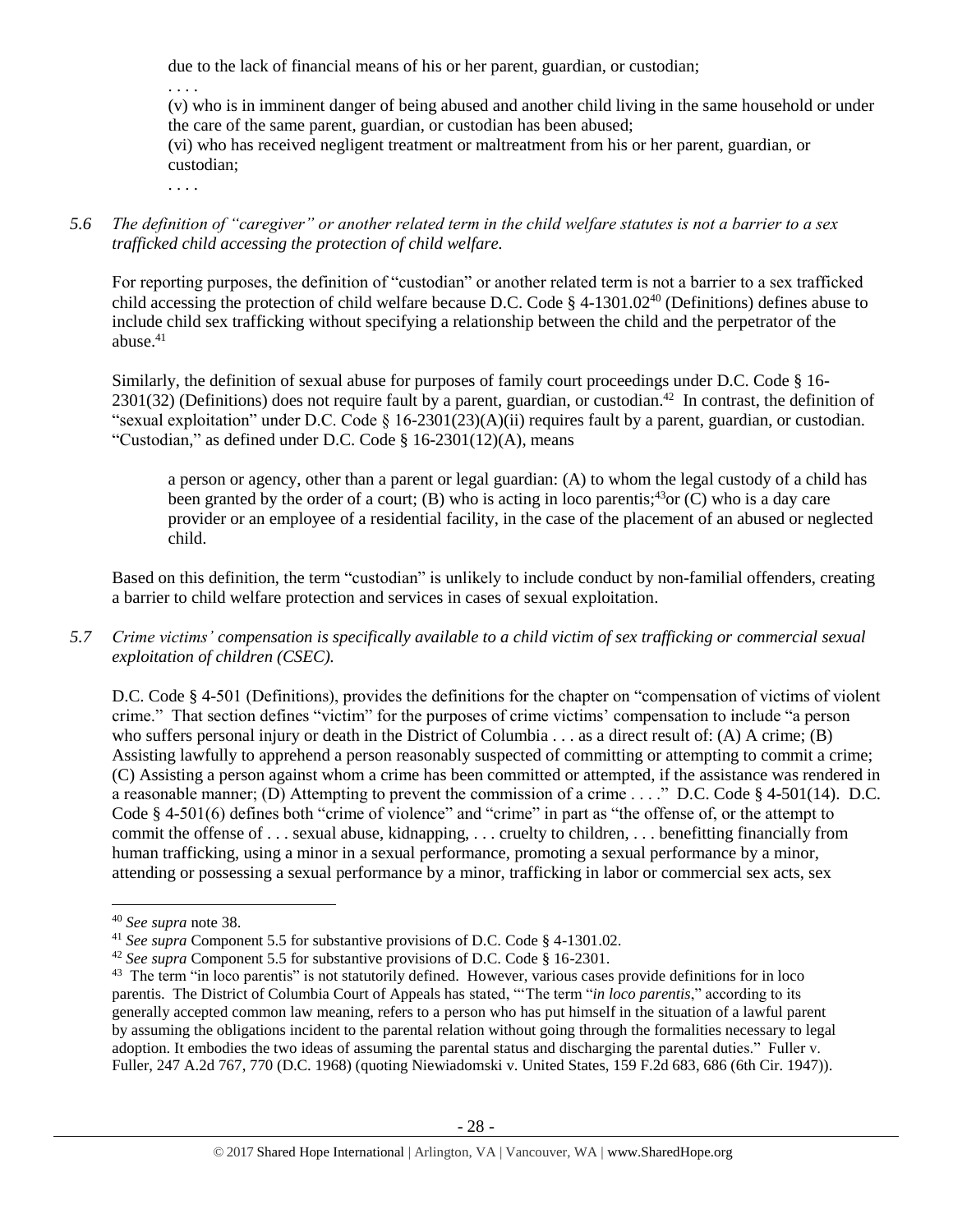due to the lack of financial means of his or her parent, guardian, or custodian;

. . . .

(v) who is in imminent danger of being abused and another child living in the same household or under the care of the same parent, guardian, or custodian has been abused;

(vi) who has received negligent treatment or maltreatment from his or her parent, guardian, or custodian;

. . . .

*5.6 The definition of "caregiver" or another related term in the child welfare statutes is not a barrier to a sex trafficked child accessing the protection of child welfare.*

For reporting purposes, the definition of "custodian" or another related term is not a barrier to a sex trafficked child accessing the protection of child welfare because D.C. Code § 4-1301.02[40] (Definitions) defines abuse to include child sex trafficking without specifying a relationship between the child and the perpetrator of the abuse.[41]

Similarly, the definition of sexual abuse for purposes of family court proceedings under D.C. Code § 16-2301(32) (Definitions) does not require fault by a parent, guardian, or custodian.[42] In contrast, the definition of "sexual exploitation" under D.C. Code § 16-2301(23)(A)(ii) requires fault by a parent, guardian, or custodian. "Custodian," as defined under D.C. Code § 16-2301(12)(A), means

> a person or agency, other than a parent or legal guardian: (A) to whom the legal custody of a child has been granted by the order of a court; (B) who is acting in loco parentis;[43] or (C) who is a day care provider or an employee of a residential facility, in the case of the placement of an abused or neglected child.

Based on this definition, the term "custodian" is unlikely to include conduct by non-familial offenders, creating a barrier to child welfare protection and services in cases of sexual exploitation.

*5.7 Crime victims' compensation is specifically available to a child victim of sex trafficking or commercial sexual exploitation of children (CSEC).*

D.C. Code § 4-501 (Definitions), provides the definitions for the chapter on "compensation of victims of violent crime." That section defines "victim" for the purposes of crime victims' compensation to include "a person who suffers personal injury or death in the District of Columbia . . . as a direct result of: (A) A crime; (B) Assisting lawfully to apprehend a person reasonably suspected of committing or attempting to commit a crime; (C) Assisting a person against whom a crime has been committed or attempted, if the assistance was rendered in a reasonable manner; (D) Attempting to prevent the commission of a crime . . . ." D.C. Code § 4-501(14). D.C. Code § 4-501(6) defines both "crime of violence" and "crime" in part as "the offense of, or the attempt to commit the offense of . . . sexual abuse, kidnapping, . . . cruelty to children, . . . benefitting financially from human trafficking, using a minor in a sexual performance, promoting a sexual performance by a minor, attending or possessing a sexual performance by a minor, trafficking in labor or commercial sex acts, sex

---

[40] *See supra* note 38.

[41] *See supra* Component 5.5 for substantive provisions of D.C. Code § 4-1301.02.

[42] *See supra* Component 5.5 for substantive provisions of D.C. Code § 16-2301.

[43] The term "in loco parentis" is not statutorily defined. However, various cases provide definitions for in loco parentis. The District of Columbia Court of Appeals has stated, "'The term "*in loco parentis*," according to its generally accepted common law meaning, refers to a person who has put himself in the situation of a lawful parent by assuming the obligations incident to the parental relation without going through the formalities necessary to legal adoption. It embodies the two ideas of assuming the parental status and discharging the parental duties." Fuller v. Fuller, 247 A.2d 767, 770 (D.C. 1968) (quoting Niewiadomski v. United States, 159 F.2d 683, 686 (6th Cir. 1947)).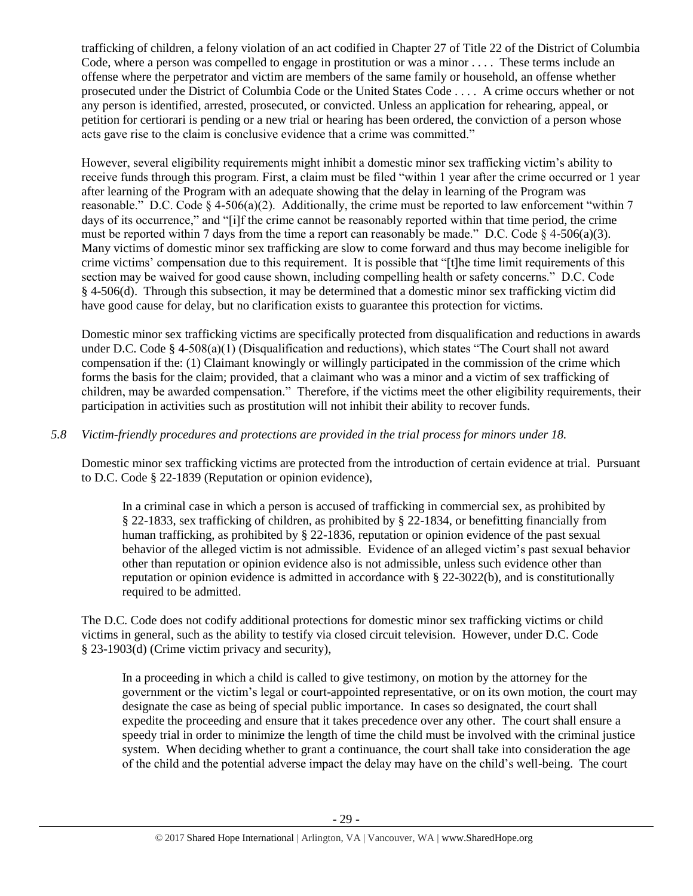trafficking of children, a felony violation of an act codified in Chapter 27 of Title 22 of the District of Columbia Code, where a person was compelled to engage in prostitution or was a minor . . . . These terms include an offense where the perpetrator and victim are members of the same family or household, an offense whether prosecuted under the District of Columbia Code or the United States Code . . . . A crime occurs whether or not any person is identified, arrested, prosecuted, or convicted. Unless an application for rehearing, appeal, or petition for certiorari is pending or a new trial or hearing has been ordered, the conviction of a person whose acts gave rise to the claim is conclusive evidence that a crime was committed."

However, several eligibility requirements might inhibit a domestic minor sex trafficking victim's ability to receive funds through this program. First, a claim must be filed "within 1 year after the crime occurred or 1 year after learning of the Program with an adequate showing that the delay in learning of the Program was reasonable." D.C. Code § 4-506(a)(2). Additionally, the crime must be reported to law enforcement "within 7 days of its occurrence," and "[i]f the crime cannot be reasonably reported within that time period, the crime must be reported within 7 days from the time a report can reasonably be made." D.C. Code § 4-506(a)(3). Many victims of domestic minor sex trafficking are slow to come forward and thus may become ineligible for crime victims' compensation due to this requirement. It is possible that "[t]he time limit requirements of this section may be waived for good cause shown, including compelling health or safety concerns." D.C. Code § 4-506(d). Through this subsection, it may be determined that a domestic minor sex trafficking victim did have good cause for delay, but no clarification exists to guarantee this protection for victims.

Domestic minor sex trafficking victims are specifically protected from disqualification and reductions in awards under D.C. Code § 4-508(a)(1) (Disqualification and reductions), which states "The Court shall not award compensation if the: (1) Claimant knowingly or willingly participated in the commission of the crime which forms the basis for the claim; provided, that a claimant who was a minor and a victim of sex trafficking of children, may be awarded compensation." Therefore, if the victims meet the other eligibility requirements, their participation in activities such as prostitution will not inhibit their ability to recover funds.

*5.8 Victim-friendly procedures and protections are provided in the trial process for minors under 18.*

Domestic minor sex trafficking victims are protected from the introduction of certain evidence at trial. Pursuant to D.C. Code § 22-1839 (Reputation or opinion evidence),

> In a criminal case in which a person is accused of trafficking in commercial sex, as prohibited by § 22-1833, sex trafficking of children, as prohibited by § 22-1834, or benefitting financially from human trafficking, as prohibited by § 22-1836, reputation or opinion evidence of the past sexual behavior of the alleged victim is not admissible. Evidence of an alleged victim's past sexual behavior other than reputation or opinion evidence also is not admissible, unless such evidence other than reputation or opinion evidence is admitted in accordance with § 22-3022(b), and is constitutionally required to be admitted.

The D.C. Code does not codify additional protections for domestic minor sex trafficking victims or child victims in general, such as the ability to testify via closed circuit television. However, under D.C. Code § 23-1903(d) (Crime victim privacy and security),

> In a proceeding in which a child is called to give testimony, on motion by the attorney for the government or the victim's legal or court-appointed representative, or on its own motion, the court may designate the case as being of special public importance. In cases so designated, the court shall expedite the proceeding and ensure that it takes precedence over any other. The court shall ensure a speedy trial in order to minimize the length of time the child must be involved with the criminal justice system. When deciding whether to grant a continuance, the court shall take into consideration the age of the child and the potential adverse impact the delay may have on the child's well-being. The court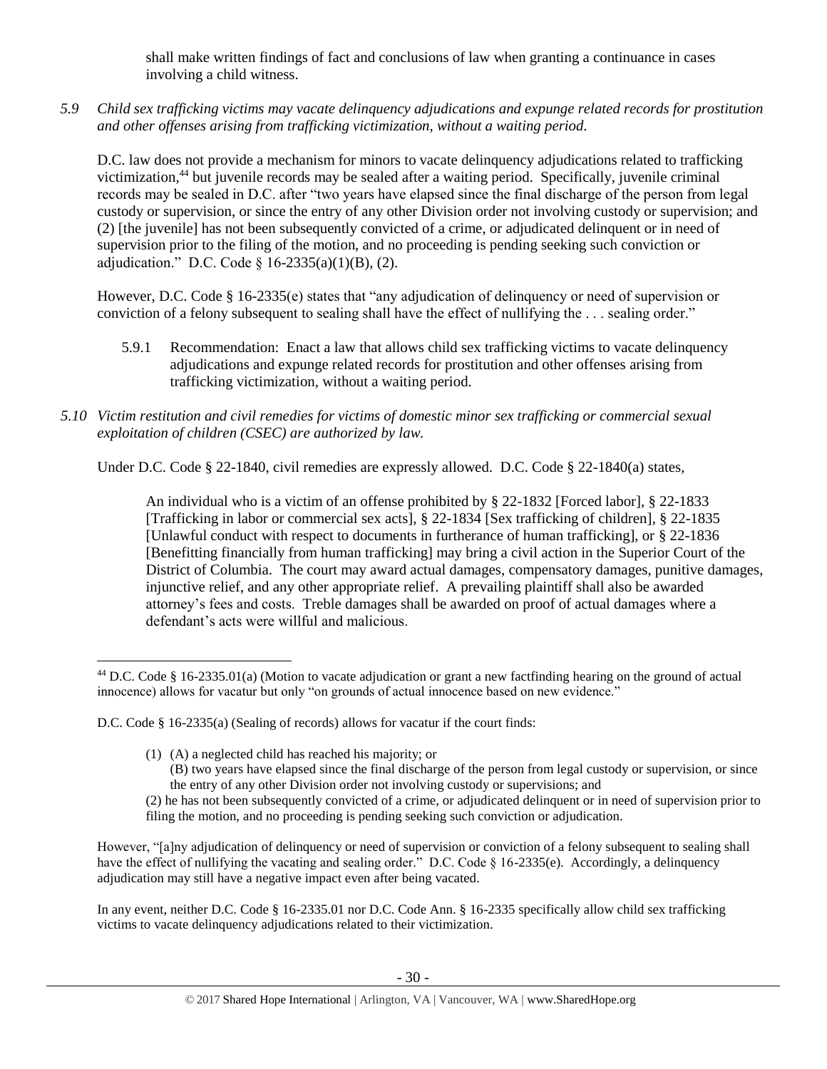shall make written findings of fact and conclusions of law when granting a continuance in cases involving a child witness.

*5.9 Child sex trafficking victims may vacate delinquency adjudications and expunge related records for prostitution and other offenses arising from trafficking victimization, without a waiting period.*

D.C. law does not provide a mechanism for minors to vacate delinquency adjudications related to trafficking victimization,[44] but juvenile records may be sealed after a waiting period. Specifically, juvenile criminal records may be sealed in D.C. after "two years have elapsed since the final discharge of the person from legal custody or supervision, or since the entry of any other Division order not involving custody or supervision; and (2) [the juvenile] has not been subsequently convicted of a crime, or adjudicated delinquent or in need of supervision prior to the filing of the motion, and no proceeding is pending seeking such conviction or adjudication." D.C. Code § 16-2335(a)(1)(B), (2).

However, D.C. Code § 16-2335(e) states that "any adjudication of delinquency or need of supervision or conviction of a felony subsequent to sealing shall have the effect of nullifying the . . . sealing order."

5.9.1 Recommendation: Enact a law that allows child sex trafficking victims to vacate delinquency adjudications and expunge related records for prostitution and other offenses arising from trafficking victimization, without a waiting period.

*5.10 Victim restitution and civil remedies for victims of domestic minor sex trafficking or commercial sexual exploitation of children (CSEC) are authorized by law.*

Under D.C. Code § 22-1840, civil remedies are expressly allowed. D.C. Code § 22-1840(a) states,

> An individual who is a victim of an offense prohibited by § 22-1832 [Forced labor], § 22-1833 [Trafficking in labor or commercial sex acts], § 22-1834 [Sex trafficking of children], § 22-1835 [Unlawful conduct with respect to documents in furtherance of human trafficking], or § 22-1836 [Benefitting financially from human trafficking] may bring a civil action in the Superior Court of the District of Columbia. The court may award actual damages, compensatory damages, punitive damages, injunctive relief, and any other appropriate relief. A prevailing plaintiff shall also be awarded attorney's fees and costs. Treble damages shall be awarded on proof of actual damages where a defendant's acts were willful and malicious.

---

[44] D.C. Code § 16-2335.01(a) (Motion to vacate adjudication or grant a new factfinding hearing on the ground of actual innocence) allows for vacatur but only "on grounds of actual innocence based on new evidence."

D.C. Code § 16-2335(a) (Sealing of records) allows for vacatur if the court finds:

> (1) (A) a neglected child has reached his majority; or
> (B) two years have elapsed since the final discharge of the person from legal custody or supervision, or since the entry of any other Division order not involving custody or supervisions; and
> (2) he has not been subsequently convicted of a crime, or adjudicated delinquent or in need of supervision prior to filing the motion, and no proceeding is pending seeking such conviction or adjudication.

However, "[a]ny adjudication of delinquency or need of supervision or conviction of a felony subsequent to sealing shall have the effect of nullifying the vacating and sealing order." D.C. Code § 16-2335(e). Accordingly, a delinquency adjudication may still have a negative impact even after being vacated.

In any event, neither D.C. Code § 16-2335.01 nor D.C. Code Ann. § 16-2335 specifically allow child sex trafficking victims to vacate delinquency adjudications related to their victimization.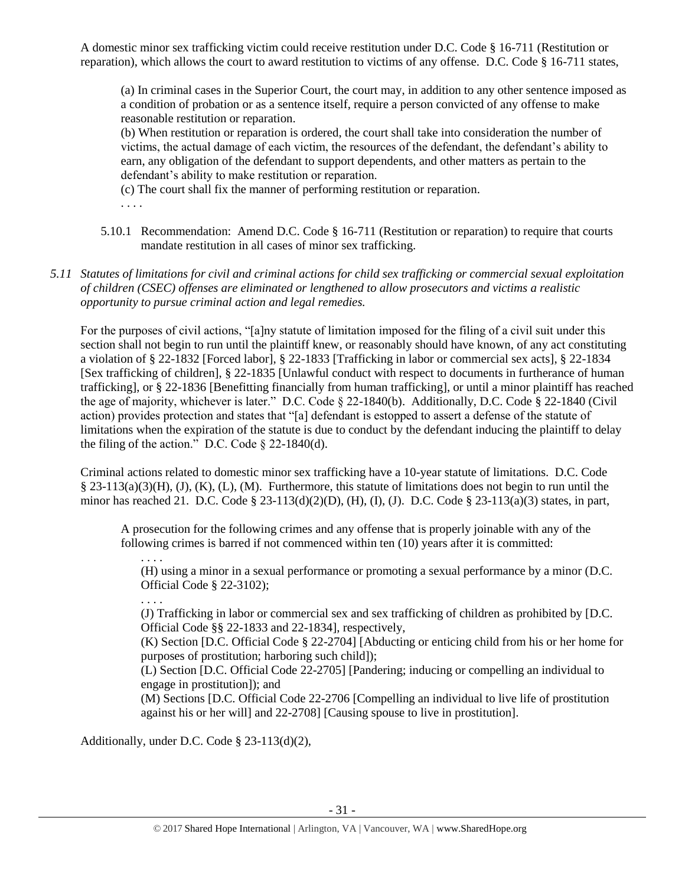A domestic minor sex trafficking victim could receive restitution under D.C. Code § 16-711 (Restitution or reparation), which allows the court to award restitution to victims of any offense. D.C. Code § 16-711 states,

> (a) In criminal cases in the Superior Court, the court may, in addition to any other sentence imposed as a condition of probation or as a sentence itself, require a person convicted of any offense to make reasonable restitution or reparation.
> (b) When restitution or reparation is ordered, the court shall take into consideration the number of victims, the actual damage of each victim, the resources of the defendant, the defendant's ability to earn, any obligation of the defendant to support dependents, and other matters as pertain to the defendant's ability to make restitution or reparation.
> (c) The court shall fix the manner of performing restitution or reparation.
> . . . .

5.10.1 Recommendation: Amend D.C. Code § 16-711 (Restitution or reparation) to require that courts mandate restitution in all cases of minor sex trafficking.

*5.11 Statutes of limitations for civil and criminal actions for child sex trafficking or commercial sexual exploitation of children (CSEC) offenses are eliminated or lengthened to allow prosecutors and victims a realistic opportunity to pursue criminal action and legal remedies.*

For the purposes of civil actions, "[a]ny statute of limitation imposed for the filing of a civil suit under this section shall not begin to run until the plaintiff knew, or reasonably should have known, of any act constituting a violation of § 22-1832 [Forced labor], § 22-1833 [Trafficking in labor or commercial sex acts], § 22-1834 [Sex trafficking of children], § 22-1835 [Unlawful conduct with respect to documents in furtherance of human trafficking], or § 22-1836 [Benefitting financially from human trafficking], or until a minor plaintiff has reached the age of majority, whichever is later." D.C. Code § 22-1840(b). Additionally, D.C. Code § 22-1840 (Civil action) provides protection and states that "[a] defendant is estopped to assert a defense of the statute of limitations when the expiration of the statute is due to conduct by the defendant inducing the plaintiff to delay the filing of the action." D.C. Code § 22-1840(d).

Criminal actions related to domestic minor sex trafficking have a 10-year statute of limitations. D.C. Code § 23-113(a)(3)(H), (J), (K), (L), (M). Furthermore, this statute of limitations does not begin to run until the minor has reached 21. D.C. Code § 23-113(d)(2)(D), (H), (I), (J). D.C. Code § 23-113(a)(3) states, in part,

> A prosecution for the following crimes and any offense that is properly joinable with any of the following crimes is barred if not commenced within ten (10) years after it is committed:
>
> . . . .
> (H) using a minor in a sexual performance or promoting a sexual performance by a minor (D.C. Official Code § 22-3102);
> . . . .
> (J) Trafficking in labor or commercial sex and sex trafficking of children as prohibited by [D.C. Official Code §§ 22-1833 and 22-1834], respectively,
> (K) Section [D.C. Official Code § 22-2704] [Abducting or enticing child from his or her home for purposes of prostitution; harboring such child]);
> (L) Section [D.C. Official Code 22-2705] [Pandering; inducing or compelling an individual to engage in prostitution]); and
> (M) Sections [D.C. Official Code 22-2706 [Compelling an individual to live life of prostitution against his or her will] and 22-2708] [Causing spouse to live in prostitution].

Additionally, under D.C. Code § 23-113(d)(2),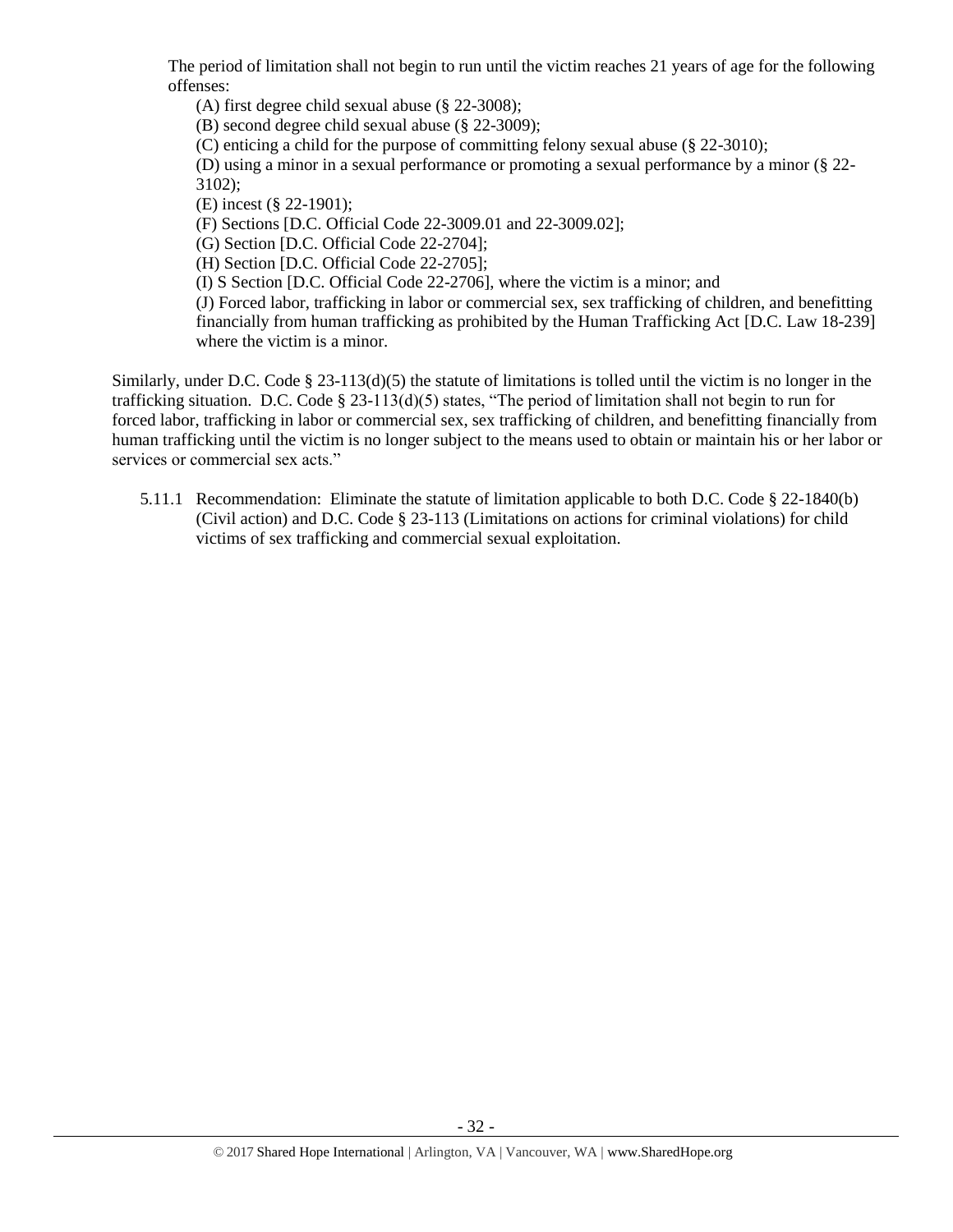The period of limitation shall not begin to run until the victim reaches 21 years of age for the following offenses:

(A) first degree child sexual abuse (§ 22-3008);
(B) second degree child sexual abuse (§ 22-3009);
(C) enticing a child for the purpose of committing felony sexual abuse (§ 22-3010);
(D) using a minor in a sexual performance or promoting a sexual performance by a minor (§ 22-3102);
(E) incest (§ 22-1901);
(F) Sections [D.C. Official Code 22-3009.01 and 22-3009.02];
(G) Section [D.C. Official Code 22-2704];
(H) Section [D.C. Official Code 22-2705];
(I) S Section [D.C. Official Code 22-2706], where the victim is a minor; and
(J) Forced labor, trafficking in labor or commercial sex, sex trafficking of children, and benefitting financially from human trafficking as prohibited by the Human Trafficking Act [D.C. Law 18-239] where the victim is a minor.

Similarly, under D.C. Code § 23-113(d)(5) the statute of limitations is tolled until the victim is no longer in the trafficking situation. D.C. Code § 23-113(d)(5) states, "The period of limitation shall not begin to run for forced labor, trafficking in labor or commercial sex, sex trafficking of children, and benefitting financially from human trafficking until the victim is no longer subject to the means used to obtain or maintain his or her labor or services or commercial sex acts."

5.11.1 Recommendation: Eliminate the statute of limitation applicable to both D.C. Code § 22-1840(b) (Civil action) and D.C. Code § 23-113 (Limitations on actions for criminal violations) for child victims of sex trafficking and commercial sexual exploitation.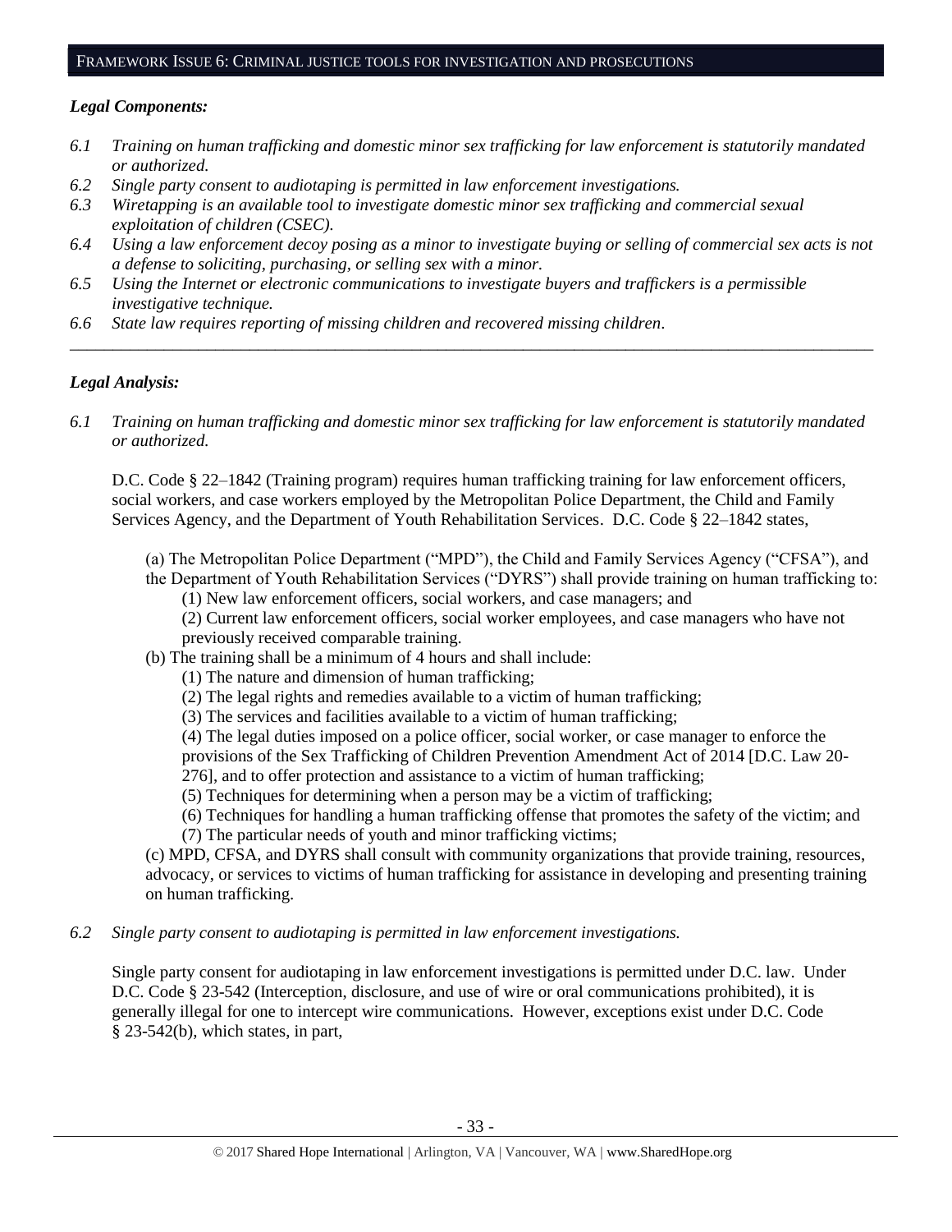## FRAMEWORK ISSUE 6: CRIMINAL JUSTICE TOOLS FOR INVESTIGATION AND PROSECUTIONS

### *Legal Components:*

*6.1 Training on human trafficking and domestic minor sex trafficking for law enforcement is statutorily mandated or authorized.*

*6.2 Single party consent to audiotaping is permitted in law enforcement investigations.*

*6.3 Wiretapping is an available tool to investigate domestic minor sex trafficking and commercial sexual exploitation of children (CSEC).*

*6.4 Using a law enforcement decoy posing as a minor to investigate buying or selling of commercial sex acts is not a defense to soliciting, purchasing, or selling sex with a minor.*

*6.5 Using the Internet or electronic communications to investigate buyers and traffickers is a permissible investigative technique.*

*6.6 State law requires reporting of missing children and recovered missing children.*

---

### *Legal Analysis:*

*6.1 Training on human trafficking and domestic minor sex trafficking for law enforcement is statutorily mandated or authorized.*

D.C. Code § 22–1842 (Training program) requires human trafficking training for law enforcement officers, social workers, and case workers employed by the Metropolitan Police Department, the Child and Family Services Agency, and the Department of Youth Rehabilitation Services. D.C. Code § 22–1842 states,

> (a) The Metropolitan Police Department ("MPD"), the Child and Family Services Agency ("CFSA"), and the Department of Youth Rehabilitation Services ("DYRS") shall provide training on human trafficking to:
>
> (1) New law enforcement officers, social workers, and case managers; and
>
> (2) Current law enforcement officers, social worker employees, and case managers who have not previously received comparable training.
>
> (b) The training shall be a minimum of 4 hours and shall include:
>
> (1) The nature and dimension of human trafficking;
>
> (2) The legal rights and remedies available to a victim of human trafficking;
>
> (3) The services and facilities available to a victim of human trafficking;
>
> (4) The legal duties imposed on a police officer, social worker, or case manager to enforce the provisions of the Sex Trafficking of Children Prevention Amendment Act of 2014 [D.C. Law 20-276], and to offer protection and assistance to a victim of human trafficking;
>
> (5) Techniques for determining when a person may be a victim of trafficking;
>
> (6) Techniques for handling a human trafficking offense that promotes the safety of the victim; and
>
> (7) The particular needs of youth and minor trafficking victims;
>
> (c) MPD, CFSA, and DYRS shall consult with community organizations that provide training, resources, advocacy, or services to victims of human trafficking for assistance in developing and presenting training on human trafficking.

*6.2 Single party consent to audiotaping is permitted in law enforcement investigations.*

Single party consent for audiotaping in law enforcement investigations is permitted under D.C. law. Under D.C. Code § 23-542 (Interception, disclosure, and use of wire or oral communications prohibited), it is generally illegal for one to intercept wire communications. However, exceptions exist under D.C. Code § 23-542(b), which states, in part,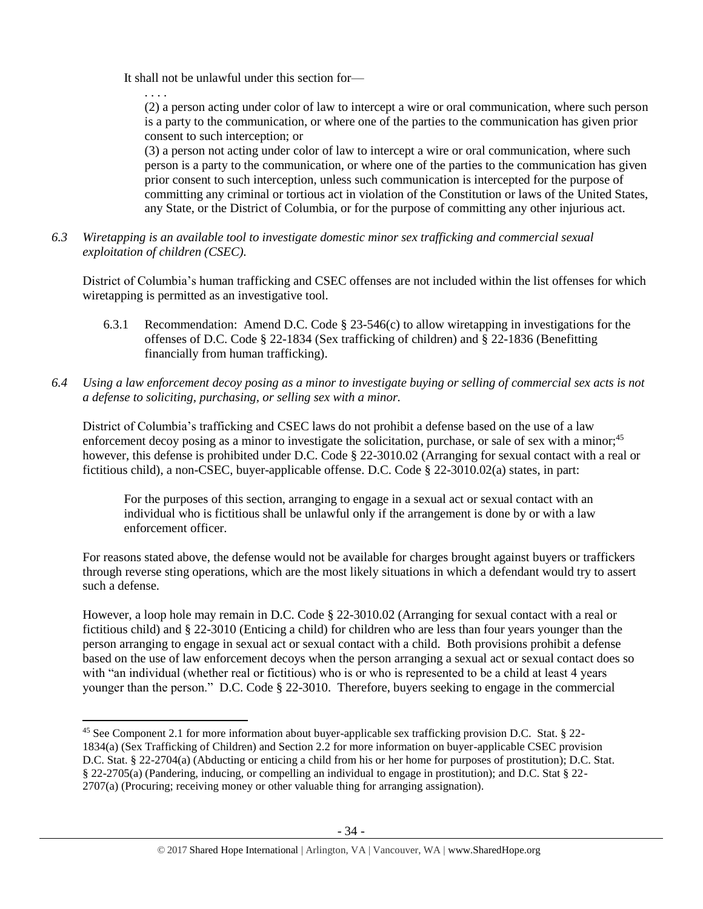It shall not be unlawful under this section for—

> . . . .
>
> (2) a person acting under color of law to intercept a wire or oral communication, where such person is a party to the communication, or where one of the parties to the communication has given prior consent to such interception; or
>
> (3) a person not acting under color of law to intercept a wire or oral communication, where such person is a party to the communication, or where one of the parties to the communication has given prior consent to such interception, unless such communication is intercepted for the purpose of committing any criminal or tortious act in violation of the Constitution or laws of the United States, any State, or the District of Columbia, or for the purpose of committing any other injurious act.

*6.3 Wiretapping is an available tool to investigate domestic minor sex trafficking and commercial sexual exploitation of children (CSEC).*

District of Columbia's human trafficking and CSEC offenses are not included within the list offenses for which wiretapping is permitted as an investigative tool.

6.3.1 Recommendation: Amend D.C. Code § 23-546(c) to allow wiretapping in investigations for the offenses of D.C. Code § 22-1834 (Sex trafficking of children) and § 22-1836 (Benefitting financially from human trafficking).

*6.4 Using a law enforcement decoy posing as a minor to investigate buying or selling of commercial sex acts is not a defense to soliciting, purchasing, or selling sex with a minor.*

District of Columbia's trafficking and CSEC laws do not prohibit a defense based on the use of a law enforcement decoy posing as a minor to investigate the solicitation, purchase, or sale of sex with a minor;[45] however, this defense is prohibited under D.C. Code § 22-3010.02 (Arranging for sexual contact with a real or fictitious child), a non-CSEC, buyer-applicable offense. D.C. Code § 22-3010.02(a) states, in part:

> For the purposes of this section, arranging to engage in a sexual act or sexual contact with an individual who is fictitious shall be unlawful only if the arrangement is done by or with a law enforcement officer.

For reasons stated above, the defense would not be available for charges brought against buyers or traffickers through reverse sting operations, which are the most likely situations in which a defendant would try to assert such a defense.

However, a loop hole may remain in D.C. Code § 22-3010.02 (Arranging for sexual contact with a real or fictitious child) and § 22-3010 (Enticing a child) for children who are less than four years younger than the person arranging to engage in sexual act or sexual contact with a child. Both provisions prohibit a defense based on the use of law enforcement decoys when the person arranging a sexual act or sexual contact does so with "an individual (whether real or fictitious) who is or who is represented to be a child at least 4 years younger than the person." D.C. Code § 22-3010. Therefore, buyers seeking to engage in the commercial

---

[45] See Component 2.1 for more information about buyer-applicable sex trafficking provision D.C. Stat. § 22-1834(a) (Sex Trafficking of Children) and Section 2.2 for more information on buyer-applicable CSEC provision D.C. Stat. § 22-2704(a) (Abducting or enticing a child from his or her home for purposes of prostitution); D.C. Stat. § 22-2705(a) (Pandering, inducing, or compelling an individual to engage in prostitution); and D.C. Stat § 22-2707(a) (Procuring; receiving money or other valuable thing for arranging assignation).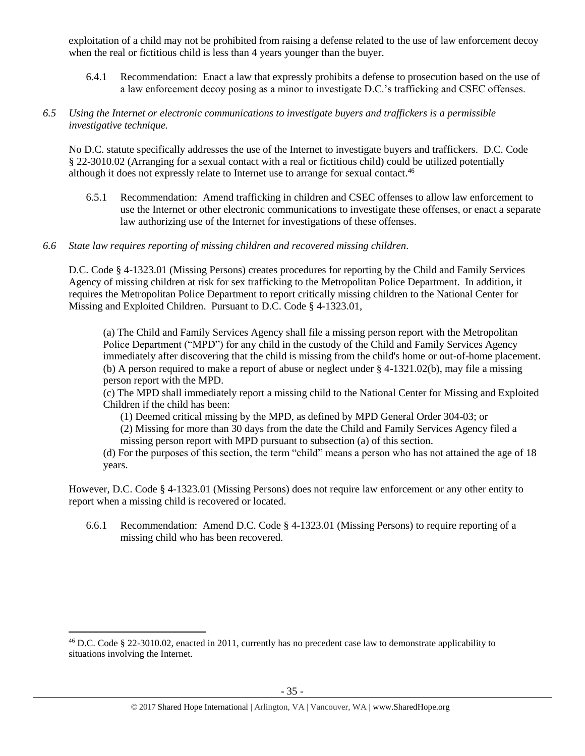exploitation of a child may not be prohibited from raising a defense related to the use of law enforcement decoy when the real or fictitious child is less than 4 years younger than the buyer.

6.4.1 Recommendation: Enact a law that expressly prohibits a defense to prosecution based on the use of a law enforcement decoy posing as a minor to investigate D.C.'s trafficking and CSEC offenses.

*6.5 Using the Internet or electronic communications to investigate buyers and traffickers is a permissible investigative technique.*

No D.C. statute specifically addresses the use of the Internet to investigate buyers and traffickers. D.C. Code § 22-3010.02 (Arranging for a sexual contact with a real or fictitious child) could be utilized potentially although it does not expressly relate to Internet use to arrange for sexual contact.[46]

6.5.1 Recommendation: Amend trafficking in children and CSEC offenses to allow law enforcement to use the Internet or other electronic communications to investigate these offenses, or enact a separate law authorizing use of the Internet for investigations of these offenses.

*6.6 State law requires reporting of missing children and recovered missing children.*

D.C. Code § 4-1323.01 (Missing Persons) creates procedures for reporting by the Child and Family Services Agency of missing children at risk for sex trafficking to the Metropolitan Police Department. In addition, it requires the Metropolitan Police Department to report critically missing children to the National Center for Missing and Exploited Children. Pursuant to D.C. Code § 4-1323.01,

> (a) The Child and Family Services Agency shall file a missing person report with the Metropolitan Police Department ("MPD") for any child in the custody of the Child and Family Services Agency immediately after discovering that the child is missing from the child's home or out-of-home placement.
> (b) A person required to make a report of abuse or neglect under § 4-1321.02(b), may file a missing person report with the MPD.
> (c) The MPD shall immediately report a missing child to the National Center for Missing and Exploited Children if the child has been:
> (1) Deemed critical missing by the MPD, as defined by MPD General Order 304-03; or
> (2) Missing for more than 30 days from the date the Child and Family Services Agency filed a missing person report with MPD pursuant to subsection (a) of this section.
> (d) For the purposes of this section, the term "child" means a person who has not attained the age of 18 years.

However, D.C. Code § 4-1323.01 (Missing Persons) does not require law enforcement or any other entity to report when a missing child is recovered or located.

6.6.1 Recommendation: Amend D.C. Code § 4-1323.01 (Missing Persons) to require reporting of a missing child who has been recovered.

---

[46] D.C. Code § 22-3010.02, enacted in 2011, currently has no precedent case law to demonstrate applicability to situations involving the Internet.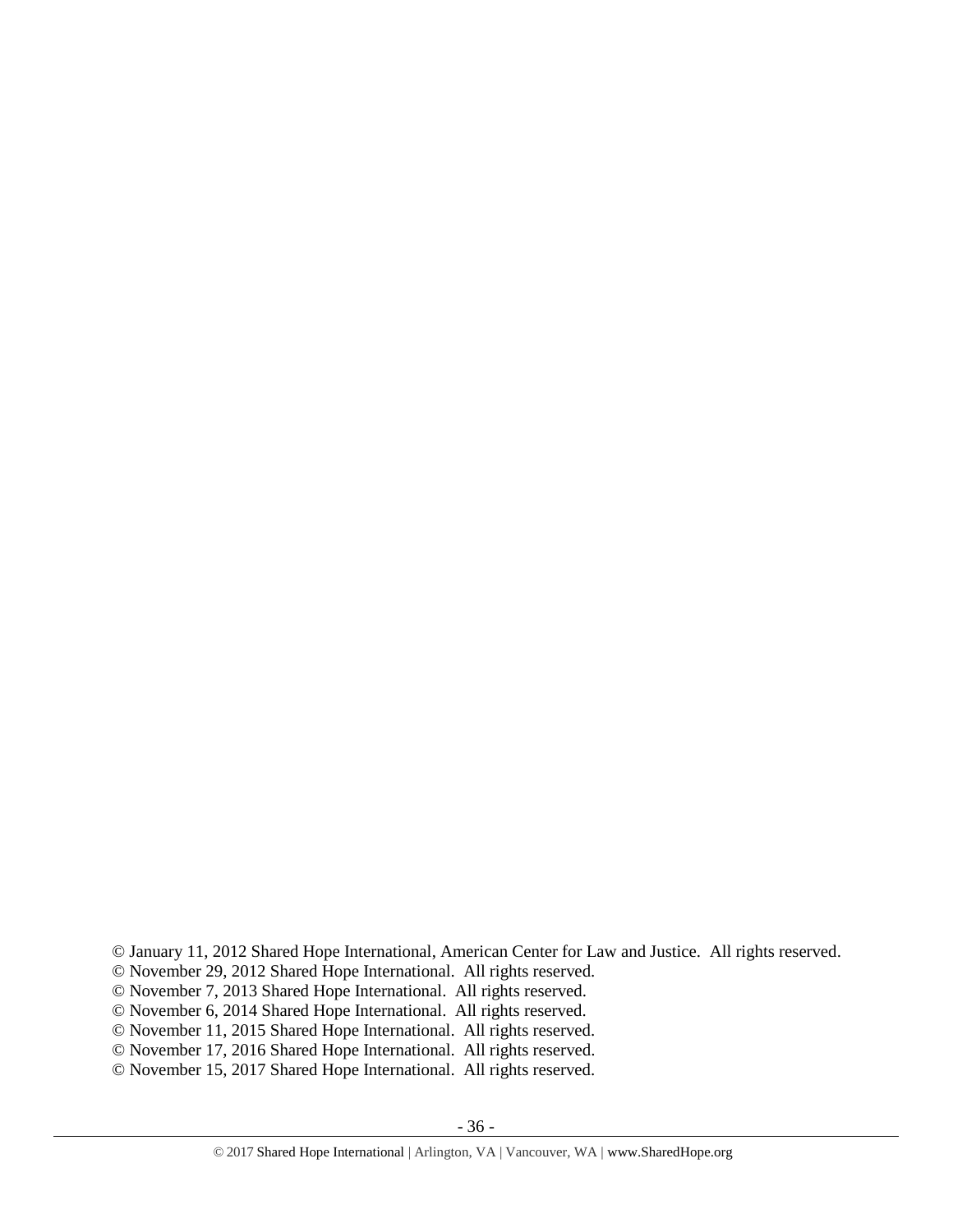© January 11, 2012 Shared Hope International, American Center for Law and Justice. All rights reserved.
© November 29, 2012 Shared Hope International. All rights reserved.
© November 7, 2013 Shared Hope International. All rights reserved.
© November 6, 2014 Shared Hope International. All rights reserved.
© November 11, 2015 Shared Hope International. All rights reserved.
© November 17, 2016 Shared Hope International. All rights reserved.
© November 15, 2017 Shared Hope International. All rights reserved.